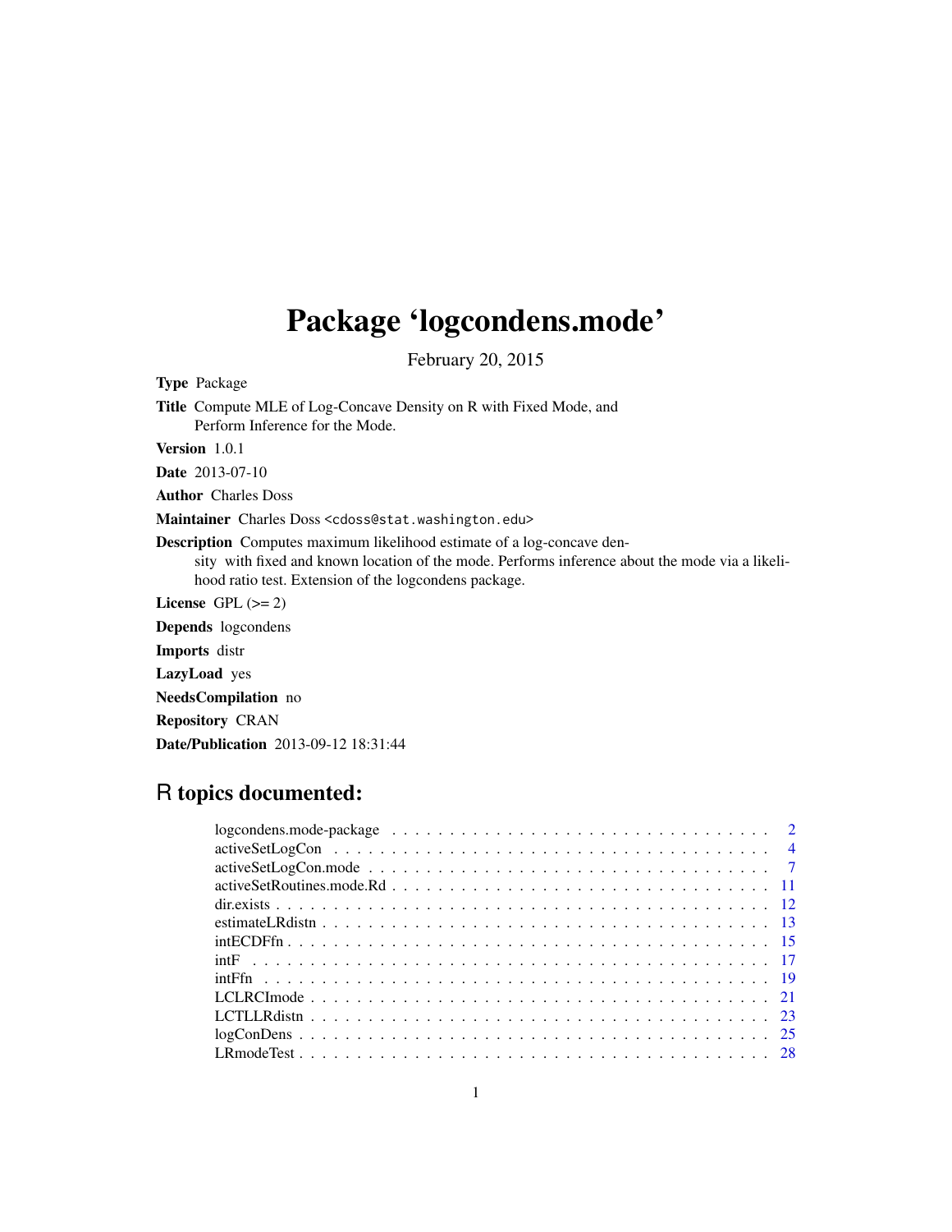# Package 'logcondens.mode'

February 20, 2015

**Type** Package

**Title** Compute MLE of Log-Concave Density on R with Fixed Mode, and Perform Inference for the Mode.

**Version** 1.0.1

**Date** 2013-07-10

**Author** Charles Doss

**Maintainer** Charles Doss <cdoss@stat.washington.edu>

**Description** Computes maximum likelihood estimate of a log-concave density with fixed and known location of the mode. Performs inference about the mode via a likelihood ratio test. Extension of the logcondens package.

**License** GPL (>= 2)

**Depends** logcondens

**Imports** distr

**LazyLoad** yes

**NeedsCompilation** no

**Repository** CRAN

**Date/Publication** 2013-09-12 18:31:44

## R topics documented:

- logcondens.mode-package . . . . . . . . . . . . . . . . . . . . . . . . . . . . . . . . . . 2
- activeSetLogCon . . . . . . . . . . . . . . . . . . . . . . . . . . . . . . . . . . . . . . . 4
- activeSetLogCon.mode . . . . . . . . . . . . . . . . . . . . . . . . . . . . . . . . . . . . 7
- activeSetRoutines.mode.Rd . . . . . . . . . . . . . . . . . . . . . . . . . . . . . . . . . 11
- dir.exists . . . . . . . . . . . . . . . . . . . . . . . . . . . . . . . . . . . . . . . . . . 12
- estimateLRdistn . . . . . . . . . . . . . . . . . . . . . . . . . . . . . . . . . . . . . . . 13
- intECDFfn . . . . . . . . . . . . . . . . . . . . . . . . . . . . . . . . . . . . . . . . . . 15
- intF . . . . . . . . . . . . . . . . . . . . . . . . . . . . . . . . . . . . . . . . . . . . . 17
- intFfn . . . . . . . . . . . . . . . . . . . . . . . . . . . . . . . . . . . . . . . . . . . . 19
- LCLRCImode . . . . . . . . . . . . . . . . . . . . . . . . . . . . . . . . . . . . . . . . . 21
- LCTLLRdistn . . . . . . . . . . . . . . . . . . . . . . . . . . . . . . . . . . . . . . . . 23
- logConDens . . . . . . . . . . . . . . . . . . . . . . . . . . . . . . . . . . . . . . . . . 25
- LRmodeTest . . . . . . . . . . . . . . . . . . . . . . . . . . . . . . . . . . . . . . . . . 28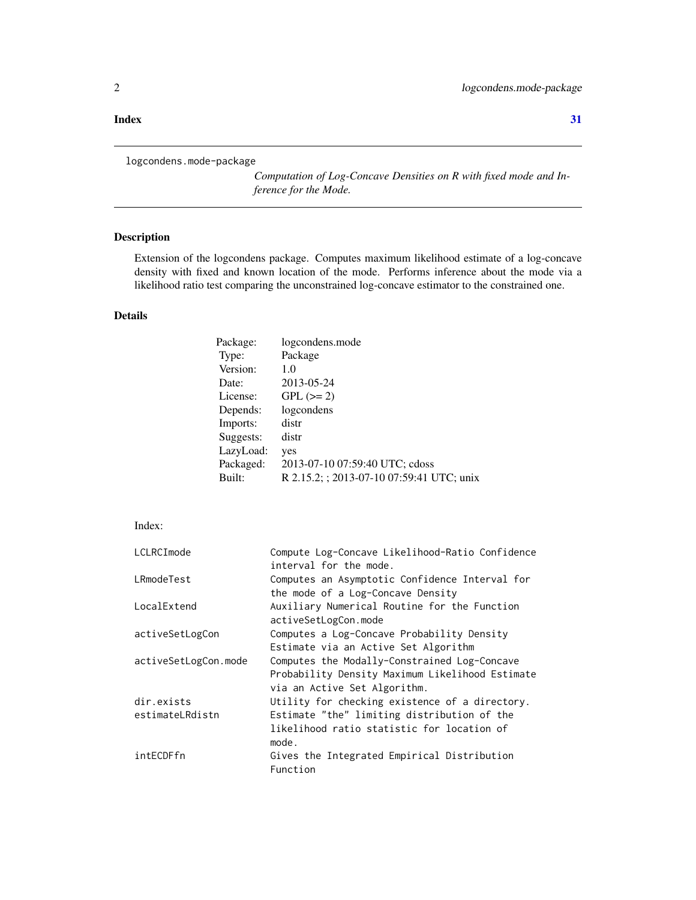**Index** **31**

---

logcondens.mode-package

*Computation of Log-Concave Densities on R with fixed mode and Inference for the Mode.*

---

## Description

Extension of the logcondens package. Computes maximum likelihood estimate of a log-concave density with fixed and known location of the mode. Performs inference about the mode via a likelihood ratio test comparing the unconstrained log-concave estimator to the constrained one.

## Details

| | |
|---|---|
| Package: | logcondens.mode |
| Type: | Package |
| Version: | 1.0 |
| Date: | 2013-05-24 |
| License: | GPL (>= 2) |
| Depends: | logcondens |
| Imports: | distr |
| Suggests: | distr |
| LazyLoad: | yes |
| Packaged: | 2013-07-10 07:59:40 UTC; cdoss |
| Built: | R 2.15.2; ; 2013-07-10 07:59:41 UTC; unix |

Index:

```
LCLRCImode              Compute Log-Concave Likelihood-Ratio Confidence
                        interval for the mode.
LRmodeTest              Computes an Asymptotic Confidence Interval for
                        the mode of a Log-Concave Density
LocalExtend             Auxiliary Numerical Routine for the Function
                        activeSetLogCon.mode
activeSetLogCon         Computes a Log-Concave Probability Density
                        Estimate via an Active Set Algorithm
activeSetLogCon.mode    Computes the Modally-Constrained Log-Concave
                        Probability Density Maximum Likelihood Estimate
                        via an Active Set Algorithm.
dir.exists              Utility for checking existence of a directory.
estimateLRdistn         Estimate "the" limiting distribution of the
                        likelihood ratio statistic for location of
                        mode.
intECDFfn               Gives the Integrated Empirical Distribution
                        Function
```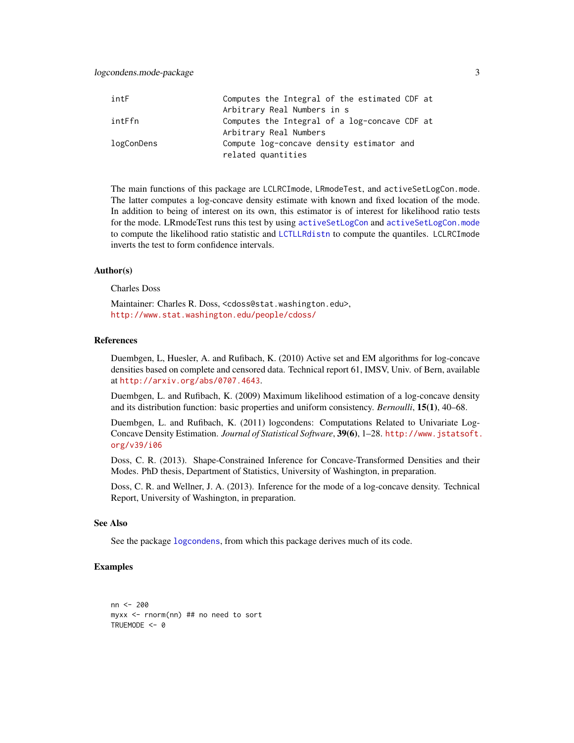| | |
|---|---|
| intF | Computes the Integral of the estimated CDF at Arbitrary Real Numbers in s |
| intFfn | Computes the Integral of a log-concave CDF at Arbitrary Real Numbers |
| logConDens | Compute log-concave density estimator and related quantities |

The main functions of this package are `LCLRCImode`, `LRmodeTest`, and `activeSetLogCon.mode`. The latter computes a log-concave density estimate with known and fixed location of the mode. In addition to being of interest on its own, this estimator is of interest for likelihood ratio tests for the mode. LRmodeTest runs this test by using `activeSetLogCon` and `activeSetLogCon.mode` to compute the likelihood ratio statistic and `LCTLLRdistn` to compute the quantiles. `LCLRCImode` inverts the test to form confidence intervals.

### Author(s)

Charles Doss

Maintainer: Charles R. Doss, <cdoss@stat.washington.edu>, http://www.stat.washington.edu/people/cdoss/

### References

Duembgen, L, Huesler, A. and Rufibach, K. (2010) Active set and EM algorithms for log-concave densities based on complete and censored data. Technical report 61, IMSV, Univ. of Bern, available at http://arxiv.org/abs/0707.4643.

Duembgen, L. and Rufibach, K. (2009) Maximum likelihood estimation of a log-concave density and its distribution function: basic properties and uniform consistency. *Bernoulli*, **15(1)**, 40–68.

Duembgen, L. and Rufibach, K. (2011) logcondens: Computations Related to Univariate Log-Concave Density Estimation. *Journal of Statistical Software*, **39(6)**, 1–28. http://www.jstatsoft.org/v39/i06

Doss, C. R. (2013). Shape-Constrained Inference for Concave-Transformed Densities and their Modes. PhD thesis, Department of Statistics, University of Washington, in preparation.

Doss, C. R. and Wellner, J. A. (2013). Inference for the mode of a log-concave density. Technical Report, University of Washington, in preparation.

### See Also

See the package `logcondens`, from which this package derives much of its code.

### Examples

```
nn <- 200
myxx <- rnorm(nn) ## no need to sort
TRUEMODE <- 0
```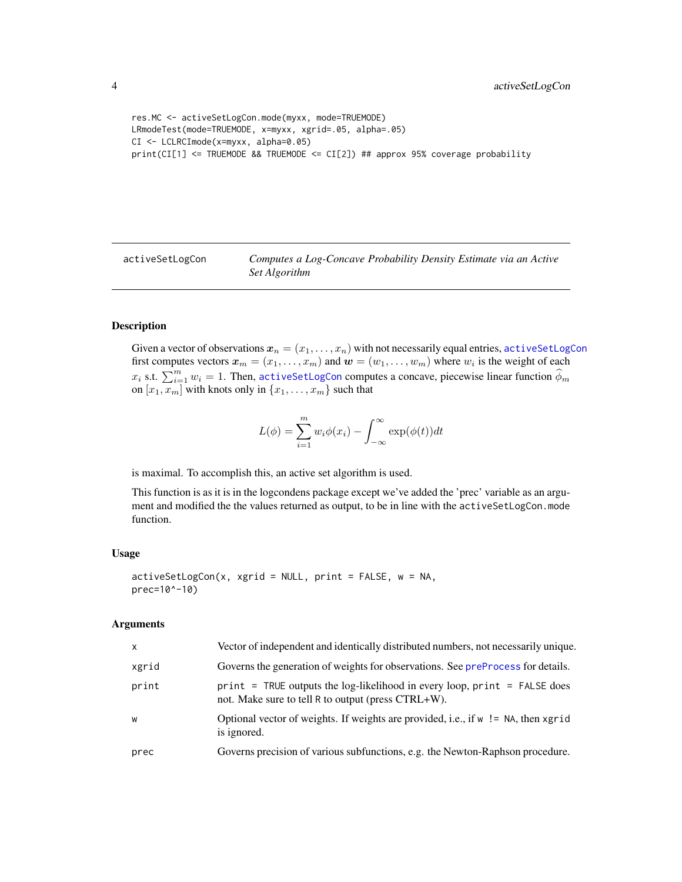```
res.MC <- activeSetLogCon.mode(myxx, mode=TRUEMODE)
LRmodeTest(mode=TRUEMODE, x=myxx, xgrid=.05, alpha=.05)
CI <- LCLRCImode(x=myxx, alpha=0.05)
print(CI[1] <= TRUEMODE && TRUEMODE <= CI[2]) ## approx 95% coverage probability
```

---

## activeSetLogCon — *Computes a Log-Concave Probability Density Estimate via an Active Set Algorithm*

---

### Description

Given a vector of observations $\boldsymbol{x}_n = (x_1, \ldots, x_n)$ with not necessarily equal entries, activeSetLogCon first computes vectors $\boldsymbol{x}_m = (x_1, \ldots, x_m)$ and $\boldsymbol{w} = (w_1, \ldots, w_m)$ where $w_i$ is the weight of each $x_i$ s.t. $\sum_{i=1}^{m} w_i = 1$. Then, activeSetLogCon computes a concave, piecewise linear function $\widehat{\phi}_m$ on $[x_1, x_m]$ with knots only in $\{x_1, \ldots, x_m\}$ such that

$$L(\phi) = \sum_{i=1}^{m} w_i \phi(x_i) - \int_{-\infty}^{\infty} \exp(\phi(t))dt$$

is maximal. To accomplish this, an active set algorithm is used.

This function is as it is in the logcondens package except we've added the 'prec' variable as an argument and modified the the values returned as output, to be in line with the activeSetLogCon.mode function.

### Usage

```
activeSetLogCon(x, xgrid = NULL, print = FALSE, w = NA,
prec=10^-10)
```

### Arguments

| | |
|---|---|
| x | Vector of independent and identically distributed numbers, not necessarily unique. |
| xgrid | Governs the generation of weights for observations. See preProcess for details. |
| print | print = TRUE outputs the log-likelihood in every loop, print = FALSE does not. Make sure to tell R to output (press CTRL+W). |
| w | Optional vector of weights. If weights are provided, i.e., if w != NA, then xgrid is ignored. |
| prec | Governs precision of various subfunctions, e.g. the Newton-Raphson procedure. |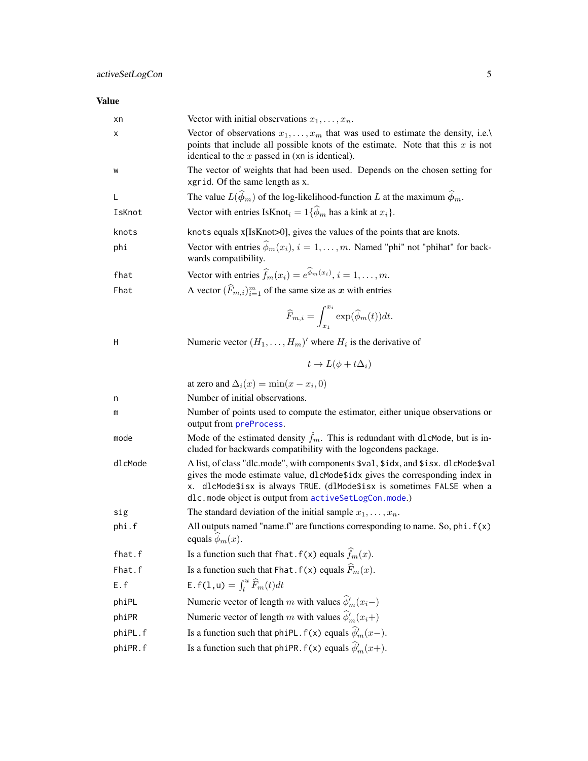## Value

| | |
|---|---|
| xn | Vector with initial observations $x_1, \ldots, x_n$. |
| x | Vector of observations $x_1, \ldots, x_m$ that was used to estimate the density, i.e.\ points that include all possible knots of the estimate. Note that this $x$ is not identical to the $x$ passed in (xn is identical). |
| w | The vector of weights that had been used. Depends on the chosen setting for xgrid. Of the same length as x. |
| L | The value $L(\widehat{\phi}_m)$ of the log-likelihood-function $L$ at the maximum $\widehat{\phi}_m$. |
| IsKnot | Vector with entries $\text{IsKnot}_i = 1\{\widehat{\phi}_m$ has a kink at $x_i\}$. |
| knots | knots equals x[IsKnot>0], gives the values of the points that are knots. |
| phi | Vector with entries $\widehat{\phi}_m(x_i)$, $i = 1, \ldots, m$. Named "phi" not "phihat" for backwards compatibility. |
| fhat | Vector with entries $\widehat{f}_m(x_i) = e^{\widehat{\phi}_m(x_i)}$, $i = 1, \ldots, m$. |
| Fhat | A vector $(\widehat{F}_{m,i})_{i=1}^m$ of the same size as $\boldsymbol{x}$ with entries $$\widehat{F}_{m,i} = \int_{x_1}^{x_i} \exp(\widehat{\phi}_m(t))dt.$$ |
| H | Numeric vector $(H_1, \ldots, H_m)'$ where $H_i$ is the derivative of $$t \to L(\phi + t\Delta_i)$$ at zero and $\Delta_i(x) = \min(x - x_i, 0)$ |
| n | Number of initial observations. |
| m | Number of points used to compute the estimator, either unique observations or output from preProcess. |
| mode | Mode of the estimated density $\hat{f}_m$. This is redundant with dlcMode, but is included for backwards compatibility with the logcondens package. |
| dlcMode | A list, of class "dlc.mode", with components $val, $idx, and $isx. dlcMode$val gives the mode estimate value, dlcMode$idx gives the corresponding index in x. dlcMode$isx is always TRUE. (dlMode$isx is sometimes FALSE when a dlc.mode object is output from activeSetLogCon.mode.) |
| sig | The standard deviation of the initial sample $x_1, \ldots, x_n$. |
| phi.f | All outputs named "name.f" are functions corresponding to name. So, phi.f(x) equals $\widehat{\phi}_m(x)$. |
| fhat.f | Is a function such that fhat.f(x) equals $\widehat{f}_m(x)$. |
| Fhat.f | Is a function such that Fhat.f(x) equals $\widehat{F}_m(x)$. |
| E.f | E.f(l,u) $= \int_l^u \widehat{F}_m(t)dt$ |
| phiPL | Numeric vector of length $m$ with values $\widehat{\phi}'_m(x_i-)$ |
| phiPR | Numeric vector of length $m$ with values $\widehat{\phi}'_m(x_i+)$ |
| phiPL.f | Is a function such that phiPL.f(x) equals $\widehat{\phi}'_m(x-)$. |
| phiPR.f | Is a function such that phiPR.f(x) equals $\widehat{\phi}'_m(x+)$. |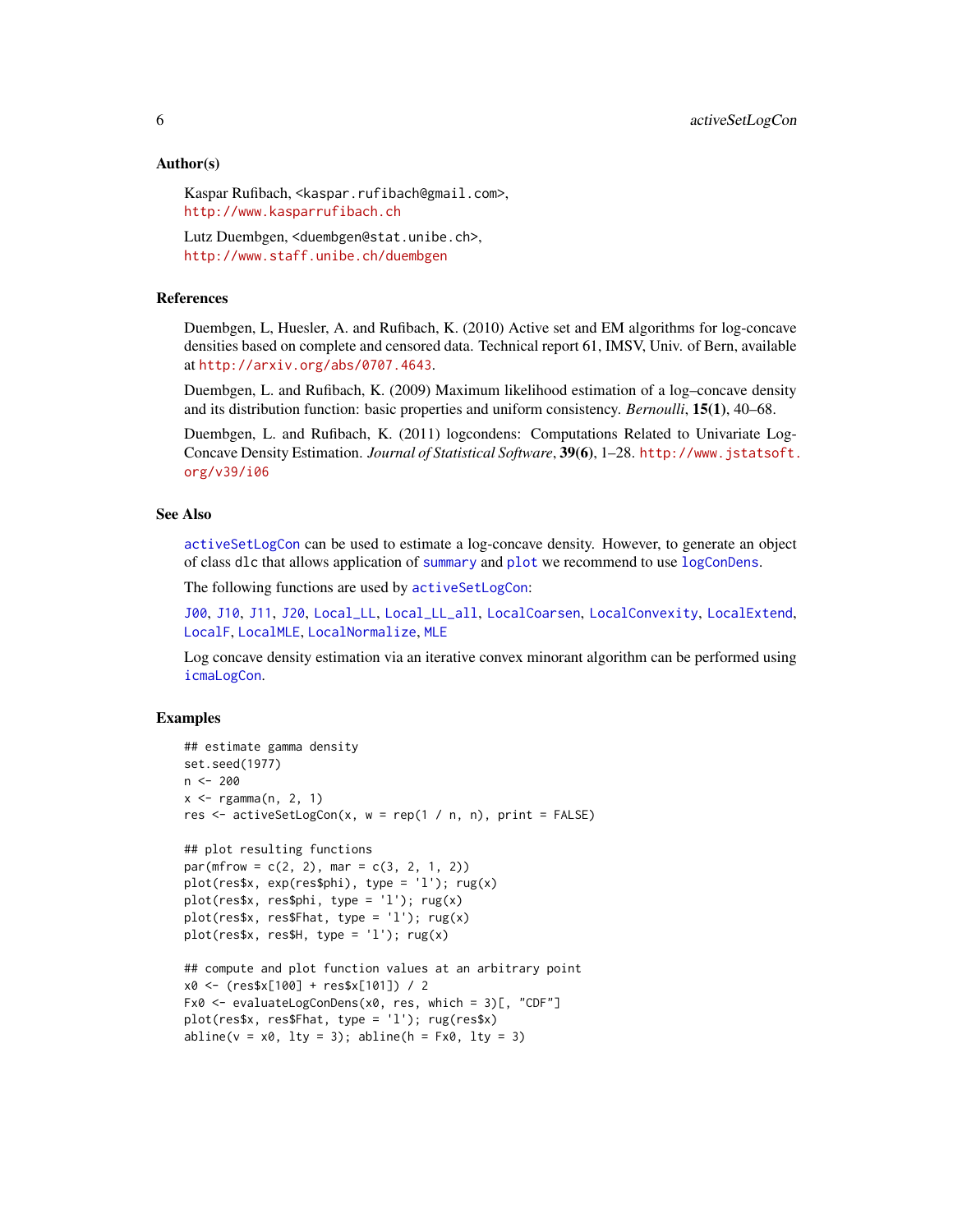### Author(s)

Kaspar Rufibach, <kaspar.rufibach@gmail.com>,
http://www.kasparrufibach.ch

Lutz Duembgen, <duembgen@stat.unibe.ch>,
http://www.staff.unibe.ch/duembgen

### References

Duembgen, L, Huesler, A. and Rufibach, K. (2010) Active set and EM algorithms for log-concave densities based on complete and censored data. Technical report 61, IMSV, Univ. of Bern, available at http://arxiv.org/abs/0707.4643.

Duembgen, L. and Rufibach, K. (2009) Maximum likelihood estimation of a log–concave density and its distribution function: basic properties and uniform consistency. *Bernoulli*, **15(1)**, 40–68.

Duembgen, L. and Rufibach, K. (2011) logcondens: Computations Related to Univariate Log-Concave Density Estimation. *Journal of Statistical Software*, **39(6)**, 1–28. http://www.jstatsoft.org/v39/i06

### See Also

activeSetLogCon can be used to estimate a log-concave density. However, to generate an object of class dlc that allows application of summary and plot we recommend to use logConDens.

The following functions are used by activeSetLogCon:

J00, J10, J11, J20, Local_LL, Local_LL_all, LocalCoarsen, LocalConvexity, LocalExtend, LocalF, LocalMLE, LocalNormalize, MLE

Log concave density estimation via an iterative convex minorant algorithm can be performed using icmaLogCon.

### Examples

```
## estimate gamma density
set.seed(1977)
n <- 200
x <- rgamma(n, 2, 1)
res <- activeSetLogCon(x, w = rep(1 / n, n), print = FALSE)

## plot resulting functions
par(mfrow = c(2, 2), mar = c(3, 2, 1, 2))
plot(res$x, exp(res$phi), type = 'l'); rug(x)
plot(res$x, res$phi, type = 'l'); rug(x)
plot(res$x, res$Fhat, type = 'l'); rug(x)
plot(res$x, res$H, type = 'l'); rug(x)

## compute and plot function values at an arbitrary point
x0 <- (res$x[100] + res$x[101]) / 2
Fx0 <- evaluateLogConDens(x0, res, which = 3)[, "CDF"]
plot(res$x, res$Fhat, type = 'l'); rug(res$x)
abline(v = x0, lty = 3); abline(h = Fx0, lty = 3)
```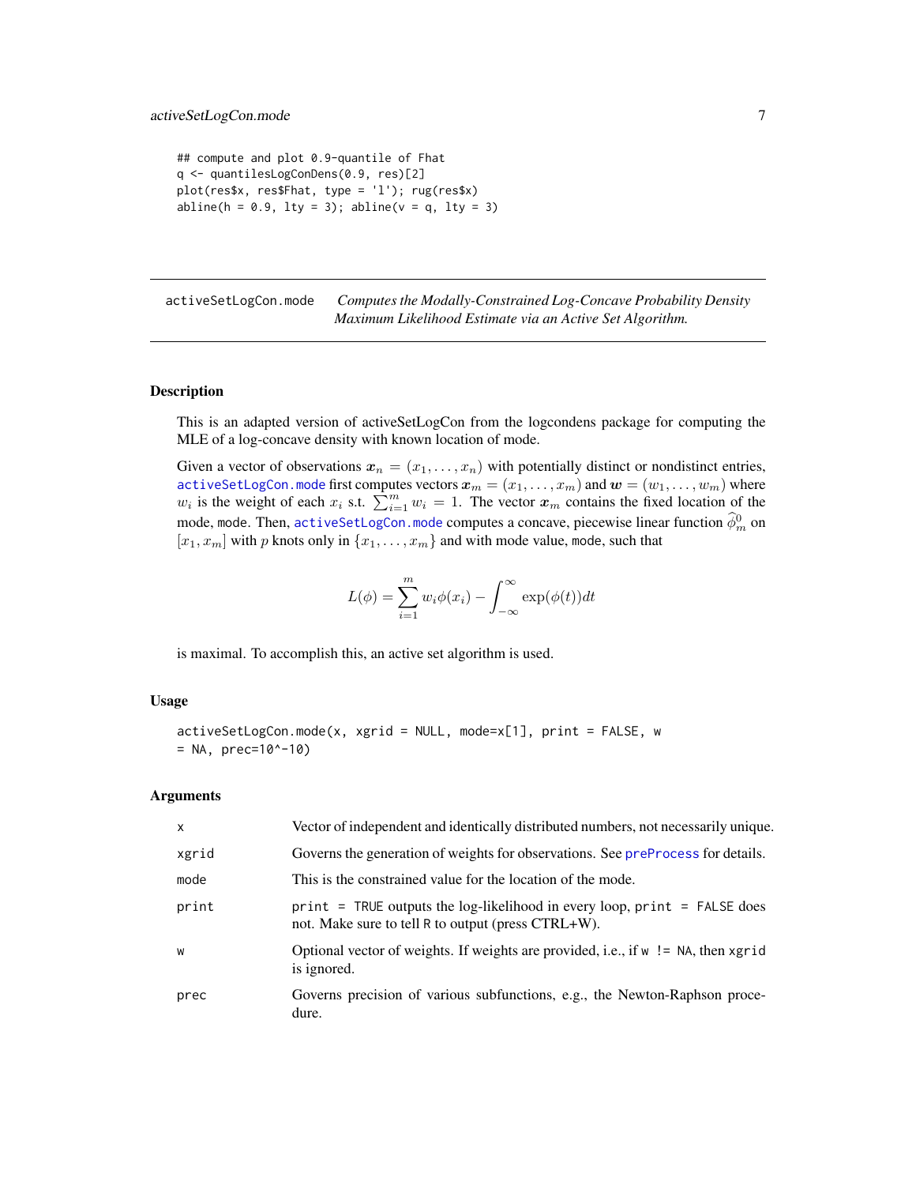```
## compute and plot 0.9-quantile of Fhat
q <- quantilesLogConDens(0.9, res)[2]
plot(res$x, res$Fhat, type = 'l'); rug(res$x)
abline(h = 0.9, lty = 3); abline(v = q, lty = 3)
```

---

activeSetLogCon.mode *Computes the Modally-Constrained Log-Concave Probability Density Maximum Likelihood Estimate via an Active Set Algorithm.*

---

### Description

This is an adapted version of activeSetLogCon from the logcondens package for computing the MLE of a log-concave density with known location of mode.

Given a vector of observations $\boldsymbol{x}_n = (x_1, \ldots, x_n)$ with potentially distinct or nondistinct entries, activeSetLogCon.mode first computes vectors $\boldsymbol{x}_m = (x_1, \ldots, x_m)$ and $\boldsymbol{w} = (w_1, \ldots, w_m)$ where $w_i$ is the weight of each $x_i$ s.t. $\sum_{i=1}^m w_i = 1$. The vector $\boldsymbol{x}_m$ contains the fixed location of the mode, mode. Then, activeSetLogCon.mode computes a concave, piecewise linear function $\widehat{\phi}_m^0$ on $[x_1, x_m]$ with $p$ knots only in $\{x_1, \ldots, x_m\}$ and with mode value, mode, such that

$$L(\phi) = \sum_{i=1}^m w_i \phi(x_i) - \int_{-\infty}^{\infty} \exp(\phi(t)) dt$$

is maximal. To accomplish this, an active set algorithm is used.

### Usage

```
activeSetLogCon.mode(x, xgrid = NULL, mode=x[1], print = FALSE, w
= NA, prec=10^-10)
```

### Arguments

| | |
|---|---|
| x | Vector of independent and identically distributed numbers, not necessarily unique. |
| xgrid | Governs the generation of weights for observations. See preProcess for details. |
| mode | This is the constrained value for the location of the mode. |
| print | print = TRUE outputs the log-likelihood in every loop, print = FALSE does not. Make sure to tell R to output (press CTRL+W). |
| w | Optional vector of weights. If weights are provided, i.e., if w != NA, then xgrid is ignored. |
| prec | Governs precision of various subfunctions, e.g., the Newton-Raphson procedure. |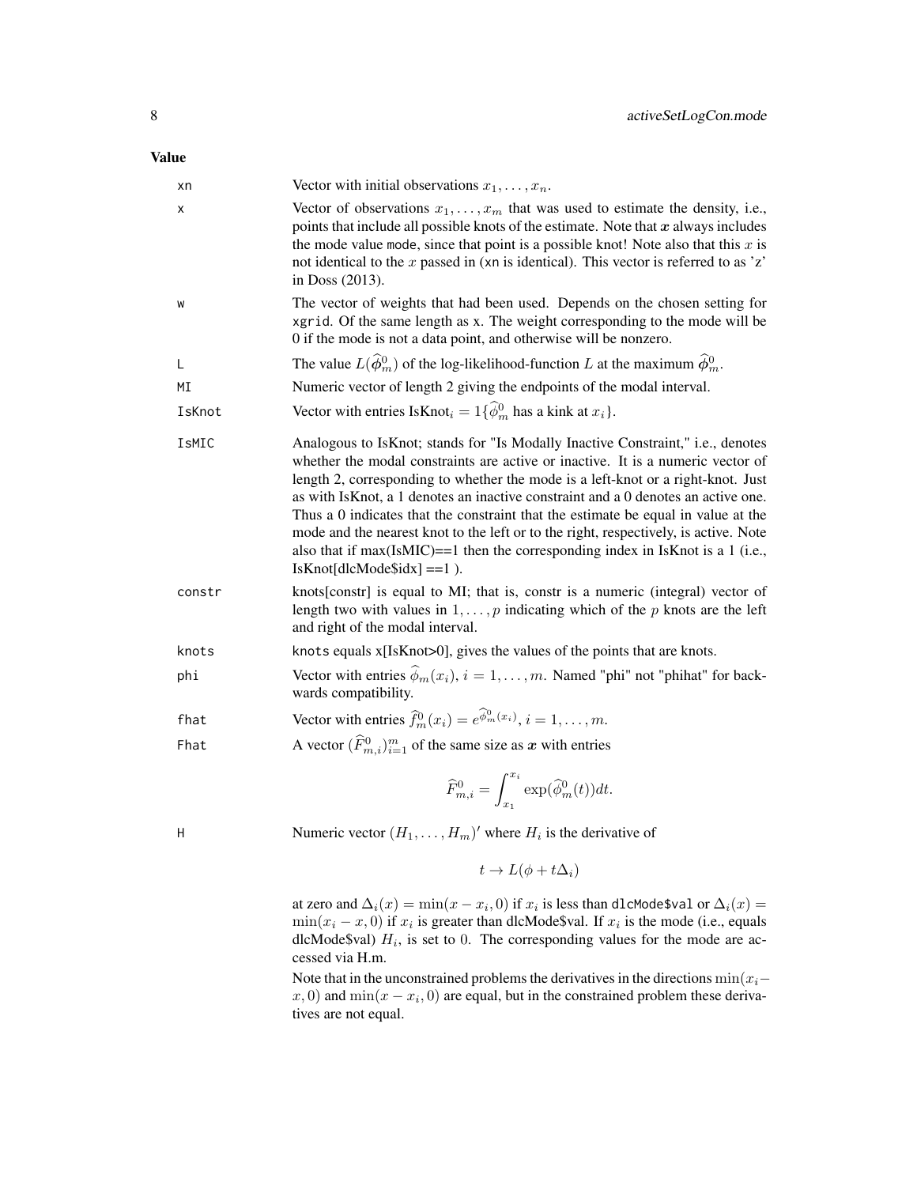### Value

| | |
|---|---|
| xn | Vector with initial observations $x_1, \ldots, x_n$. |
| x | Vector of observations $x_1, \ldots, x_m$ that was used to estimate the density, i.e., points that include all possible knots of the estimate. Note that $\boldsymbol{x}$ always includes the mode value mode, since that point is a possible knot! Note also that this $x$ is not identical to the $x$ passed in (xn is identical). This vector is referred to as 'z' in Doss (2013). |
| w | The vector of weights that had been used. Depends on the chosen setting for xgrid. Of the same length as x. The weight corresponding to the mode will be 0 if the mode is not a data point, and otherwise will be nonzero. |
| L | The value $L(\widehat{\boldsymbol{\phi}}_m^0)$ of the log-likelihood-function $L$ at the maximum $\widehat{\boldsymbol{\phi}}_m^0$. |
| MI | Numeric vector of length 2 giving the endpoints of the modal interval. |
| IsKnot | Vector with entries $\text{IsKnot}_i = 1\{\widehat{\phi}_m^0$ has a kink at $x_i\}$. |
| IsMIC | Analogous to IsKnot; stands for "Is Modally Inactive Constraint," i.e., denotes whether the modal constraints are active or inactive. It is a numeric vector of length 2, corresponding to whether the mode is a left-knot or a right-knot. Just as with IsKnot, a 1 denotes an inactive constraint and a 0 denotes an active one. Thus a 0 indicates that the constraint that the estimate be equal in value at the mode and the nearest knot to the left or to the right, respectively, is active. Note also that if max(IsMIC)==1 then the corresponding index in IsKnot is a 1 (i.e., IsKnot[dlcMode$idx] ==1 ). |
| constr | knots[constr] is equal to MI; that is, constr is a numeric (integral) vector of length two with values in $1, \ldots, p$ indicating which of the $p$ knots are the left and right of the modal interval. |
| knots | knots equals x[IsKnot>0], gives the values of the points that are knots. |
| phi | Vector with entries $\widehat{\phi}_m(x_i)$, $i = 1, \ldots, m$. Named "phi" not "phihat" for backwards compatibility. |
| fhat | Vector with entries $\widehat{f}_m^0(x_i) = e^{\widehat{\phi}_m^0(x_i)}$, $i = 1, \ldots, m$. |
| Fhat | A vector $(\widehat{F}_{m,i}^0)_{i=1}^m$ of the same size as $\boldsymbol{x}$ with entries $$\widehat{F}_{m,i}^0 = \int_{x_1}^{x_i} \exp(\widehat{\phi}_m^0(t))dt.$$ |
| H | Numeric vector $(H_1, \ldots, H_m)'$ where $H_i$ is the derivative of $$t \to L(\phi + t\Delta_i)$$ at zero and $\Delta_i(x) = \min(x - x_i, 0)$ if $x_i$ is less than dlcMode$val or $\Delta_i(x) = \min(x_i - x, 0)$ if $x_i$ is greater than dlcMode$val. If $x_i$ is the mode (i.e., equals dlcMode$val) $H_i$, is set to 0. The corresponding values for the mode are accessed via H.m. Note that in the unconstrained problems the derivatives in the directions $\min(x_i - x, 0)$ and $\min(x - x_i, 0)$ are equal, but in the constrained problem these derivatives are not equal. |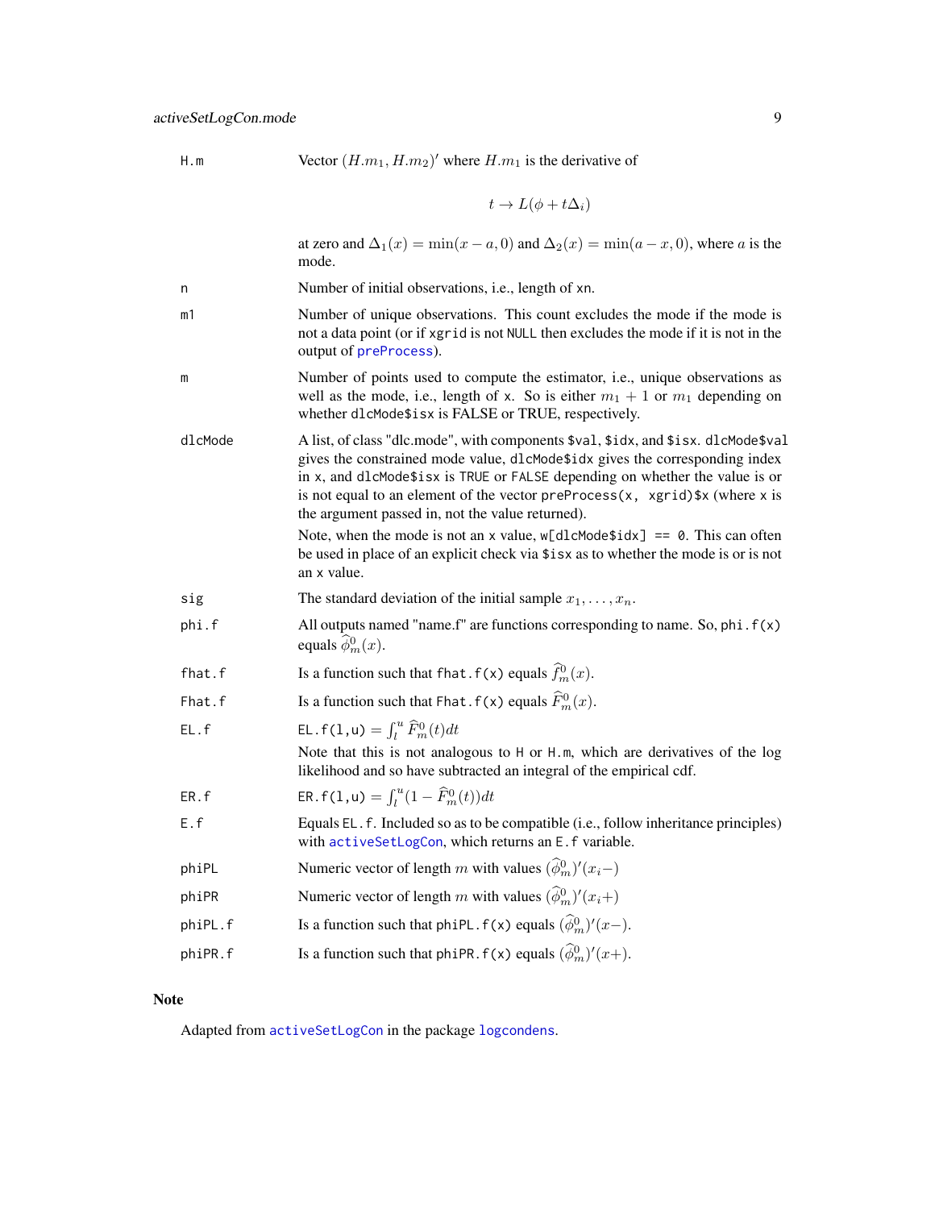`H.m` Vector $(H.m_1, H.m_2)'$ where $H.m_1$ is the derivative of

$$t \to L(\phi + t\Delta_i)$$

at zero and $\Delta_1(x) = \min(x - a, 0)$ and $\Delta_2(x) = \min(a - x, 0)$, where $a$ is the mode.

`n` Number of initial observations, i.e., length of `xn`.

`m1` Number of unique observations. This count excludes the mode if the mode is not a data point (or if `xgrid` is not `NULL` then excludes the mode if it is not in the output of `preProcess`).

`m` Number of points used to compute the estimator, i.e., unique observations as well as the mode, i.e., length of `x`. So is either $m_1 + 1$ or $m_1$ depending on whether `dlcMode$isx` is FALSE or TRUE, respectively.

`dlcMode` A list, of class "dlc.mode", with components `$val`, `$idx`, and `$isx`. `dlcMode$val` gives the constrained mode value, `dlcMode$idx` gives the corresponding index in `x`, and `dlcMode$isx` is `TRUE` or `FALSE` depending on whether the value is or is not equal to an element of the vector `preProcess(x, xgrid)$x` (where `x` is the argument passed in, not the value returned).

Note, when the mode is not an `x` value, `w[dlcMode$idx] == 0`. This can often be used in place of an explicit check via `$isx` as to whether the mode is or is not an `x` value.

`sig` The standard deviation of the initial sample $x_1, \ldots, x_n$.

`phi.f` All outputs named "name.f" are functions corresponding to name. So, `phi.f(x)` equals $\widehat{\phi}^0_m(x)$.

`fhat.f` Is a function such that `fhat.f(x)` equals $\widehat{f}^0_m(x)$.

`Fhat.f` Is a function such that `Fhat.f(x)` equals $\widehat{F}^0_m(x)$.

`EL.f` `EL.f(l,u)` $= \int_l^u \widehat{F}^0_m(t)dt$

Note that this is not analogous to `H` or `H.m`, which are derivatives of the log likelihood and so have subtracted an integral of the empirical cdf.

`ER.f` `ER.f(l,u)` $= \int_l^u (1 - \widehat{F}^0_m(t))dt$

`E.f` Equals `EL.f`. Included so as to be compatible (i.e., follow inheritance principles) with `activeSetLogCon`, which returns an `E.f` variable.

`phiPL` Numeric vector of length $m$ with values $(\widehat{\phi}^0_m)'(x_i-)$

`phiPR` Numeric vector of length $m$ with values $(\widehat{\phi}^0_m)'(x_i+)$

`phiPL.f` Is a function such that `phiPL.f(x)` equals $(\widehat{\phi}^0_m)'(x-)$.

`phiPR.f` Is a function such that `phiPR.f(x)` equals $(\widehat{\phi}^0_m)'(x+)$.

## Note

Adapted from `activeSetLogCon` in the package `logcondens`.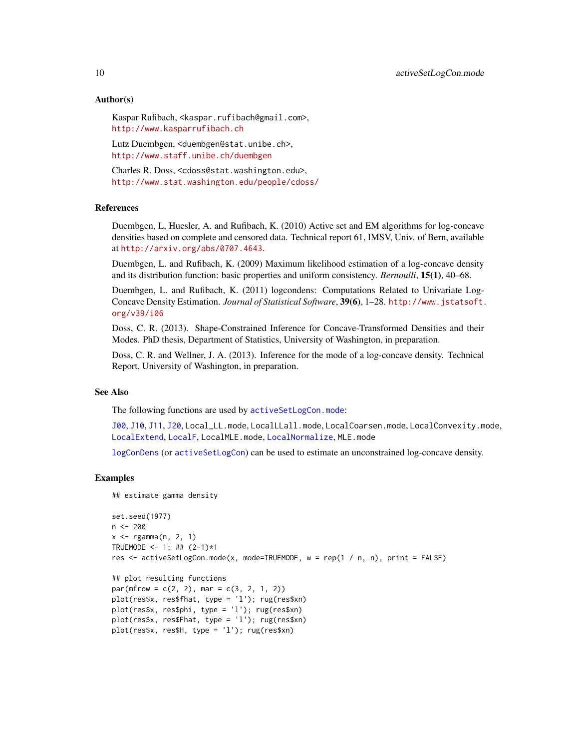### Author(s)

Kaspar Rufibach, <kaspar.rufibach@gmail.com>,
http://www.kasparrufibach.ch

Lutz Duembgen, <duembgen@stat.unibe.ch>,
http://www.staff.unibe.ch/duembgen

Charles R. Doss, <cdoss@stat.washington.edu>,
http://www.stat.washington.edu/people/cdoss/

### References

Duembgen, L, Huesler, A. and Rufibach, K. (2010) Active set and EM algorithms for log-concave densities based on complete and censored data. Technical report 61, IMSV, Univ. of Bern, available at http://arxiv.org/abs/0707.4643.

Duembgen, L. and Rufibach, K. (2009) Maximum likelihood estimation of a log-concave density and its distribution function: basic properties and uniform consistency. *Bernoulli*, **15(1)**, 40–68.

Duembgen, L. and Rufibach, K. (2011) logcondens: Computations Related to Univariate Log-Concave Density Estimation. *Journal of Statistical Software*, **39(6)**, 1–28. http://www.jstatsoft.org/v39/i06

Doss, C. R. (2013). Shape-Constrained Inference for Concave-Transformed Densities and their Modes. PhD thesis, Department of Statistics, University of Washington, in preparation.

Doss, C. R. and Wellner, J. A. (2013). Inference for the mode of a log-concave density. Technical Report, University of Washington, in preparation.

### See Also

The following functions are used by `activeSetLogCon.mode`:

`J00`, `J10`, `J11`, `J20`, `Local_LL.mode`, `LocalLLall.mode`, `LocalCoarsen.mode`, `LocalConvexity.mode`, `LocalExtend`, `LocalF`, `LocalMLE.mode`, `LocalNormalize`, `MLE.mode`

`logConDens` (or `activeSetLogCon`) can be used to estimate an unconstrained log-concave density.

### Examples

```
## estimate gamma density

set.seed(1977)
n <- 200
x <- rgamma(n, 2, 1)
TRUEMODE <- 1; ## (2-1)*1
res <- activeSetLogCon.mode(x, mode=TRUEMODE, w = rep(1 / n, n), print = FALSE)

## plot resulting functions
par(mfrow = c(2, 2), mar = c(3, 2, 1, 2))
plot(res$x, res$fhat, type = 'l'); rug(res$xn)
plot(res$x, res$phi, type = 'l'); rug(res$xn)
plot(res$x, res$Fhat, type = 'l'); rug(res$xn)
plot(res$x, res$H, type = 'l'); rug(res$xn)
```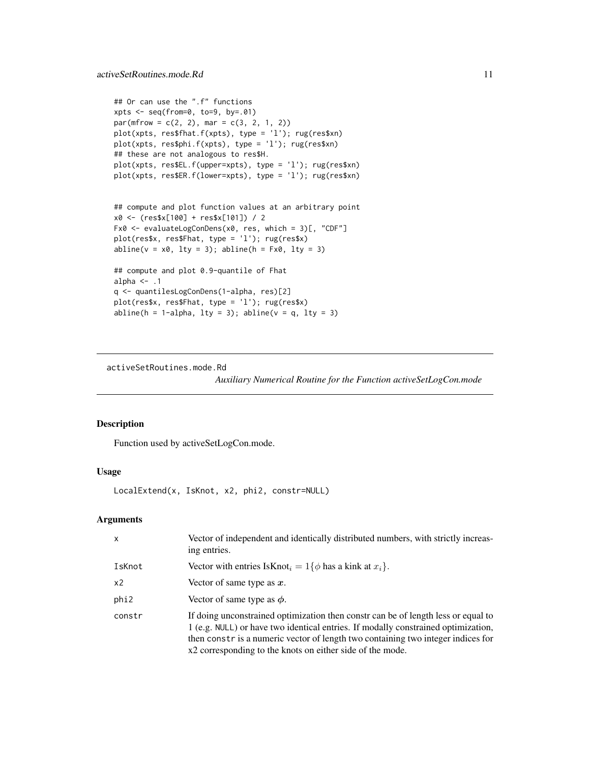```
## Or can use the ".f" functions
xpts <- seq(from=0, to=9, by=.01)
par(mfrow = c(2, 2), mar = c(3, 2, 1, 2))
plot(xpts, res$fhat.f(xpts), type = 'l'); rug(res$xn)
plot(xpts, res$phi.f(xpts), type = 'l'); rug(res$xn)
## these are not analogous to res$H.
plot(xpts, res$EL.f(upper=xpts), type = 'l'); rug(res$xn)
plot(xpts, res$ER.f(lower=xpts), type = 'l'); rug(res$xn)


## compute and plot function values at an arbitrary point
x0 <- (res$x[100] + res$x[101]) / 2
Fx0 <- evaluateLogConDens(x0, res, which = 3)[, "CDF"]
plot(res$x, res$Fhat, type = 'l'); rug(res$x)
abline(v = x0, lty = 3); abline(h = Fx0, lty = 3)

## compute and plot 0.9-quantile of Fhat
alpha <- .1
q <- quantilesLogConDens(1-alpha, res)[2]
plot(res$x, res$Fhat, type = 'l'); rug(res$x)
abline(h = 1-alpha, lty = 3); abline(v = q, lty = 3)
```

---

activeSetRoutines.mode.Rd    *Auxiliary Numerical Routine for the Function activeSetLogCon.mode*

---

## Description

Function used by activeSetLogCon.mode.

## Usage

```
LocalExtend(x, IsKnot, x2, phi2, constr=NULL)
```

## Arguments

| | |
|---|---|
| x | Vector of independent and identically distributed numbers, with strictly increasing entries. |
| IsKnot | Vector with entries $\text{IsKnot}_i = 1\{\phi \text{ has a kink at } x_i\}$. |
| x2 | Vector of same type as $\boldsymbol{x}$. |
| phi2 | Vector of same type as $\boldsymbol{\phi}$. |
| constr | If doing unconstrained optimization then constr can be of length less or equal to 1 (e.g. NULL) or have two identical entries. If modally constrained optimization, then constr is a numeric vector of length two containing two integer indices for x2 corresponding to the knots on either side of the mode. |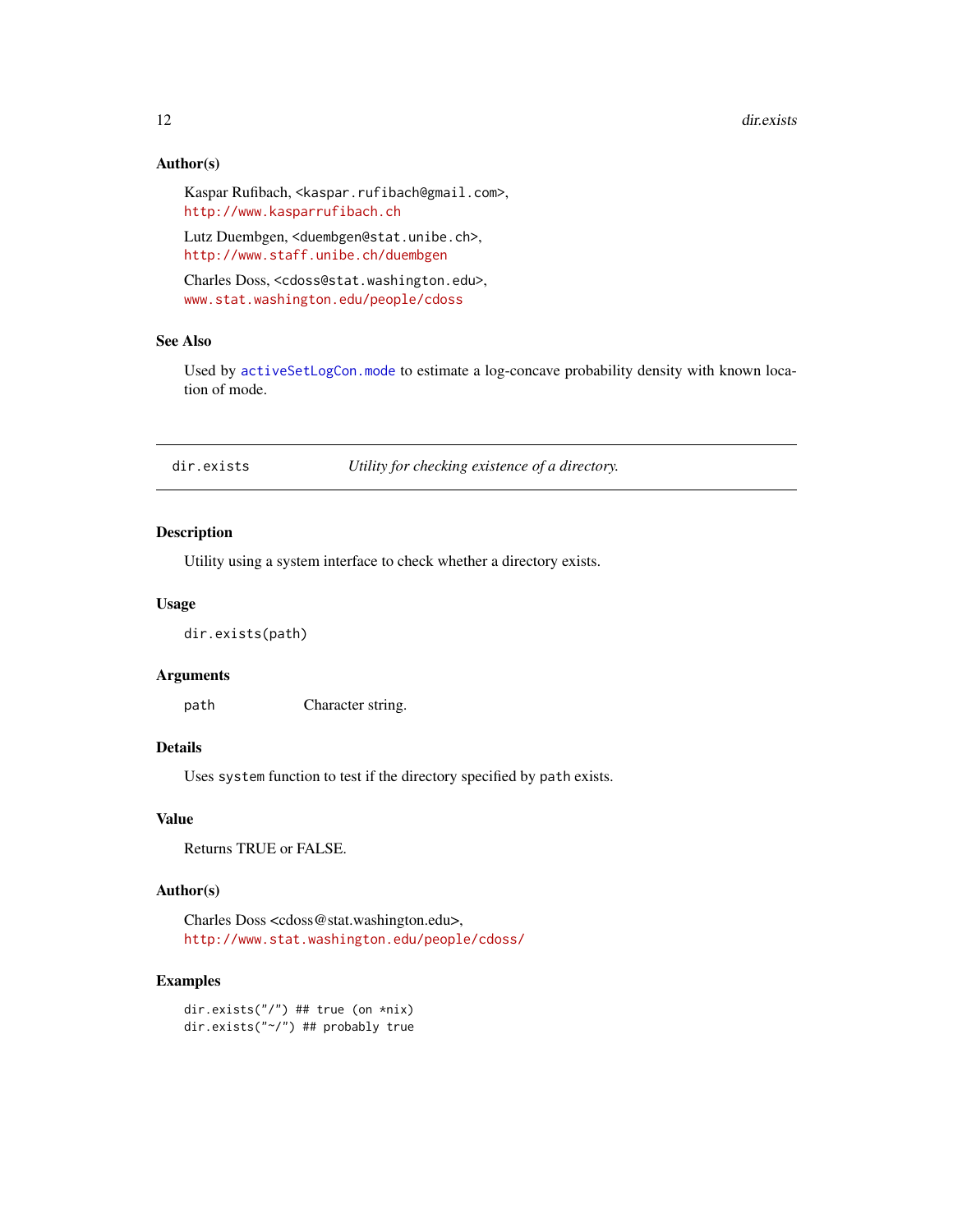### Author(s)

Kaspar Rufibach, <kaspar.rufibach@gmail.com>,
http://www.kasparrufibach.ch

Lutz Duembgen, <duembgen@stat.unibe.ch>,
http://www.staff.unibe.ch/duembgen

Charles Doss, <cdoss@stat.washington.edu>,
www.stat.washington.edu/people/cdoss

### See Also

Used by `activeSetLogCon.mode` to estimate a log-concave probability density with known location of mode.

---

## dir.exists — *Utility for checking existence of a directory.*

---

### Description

Utility using a system interface to check whether a directory exists.

### Usage

```
dir.exists(path)
```

### Arguments

| | |
|---|---|
| `path` | Character string. |

### Details

Uses `system` function to test if the directory specified by `path` exists.

### Value

Returns TRUE or FALSE.

### Author(s)

Charles Doss <cdoss@stat.washington.edu>,
http://www.stat.washington.edu/people/cdoss/

### Examples

```
dir.exists("/") ## true (on *nix)
dir.exists("~/") ## probably true
```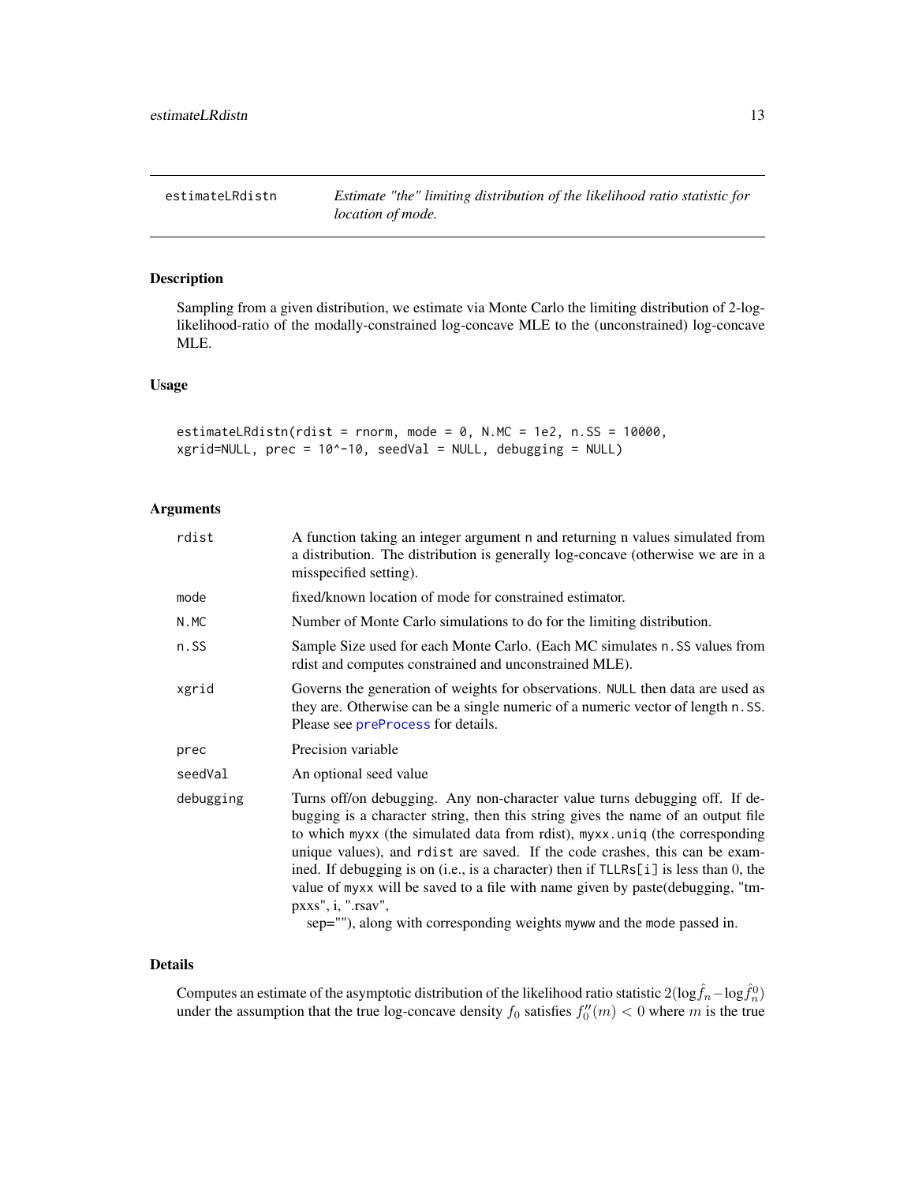estimateLRdistn — *Estimate "the" limiting distribution of the likelihood ratio statistic for location of mode.*

## Description

Sampling from a given distribution, we estimate via Monte Carlo the limiting distribution of 2-log-likelihood-ratio of the modally-constrained log-concave MLE to the (unconstrained) log-concave MLE.

## Usage

```
estimateLRdistn(rdist = rnorm, mode = 0, N.MC = 1e2, n.SS = 10000,
xgrid=NULL, prec = 10^-10, seedVal = NULL, debugging = NULL)
```

## Arguments

| | |
|---|---|
| `rdist` | A function taking an integer argument n and returning n values simulated from a distribution. The distribution is generally log-concave (otherwise we are in a misspecified setting). |
| `mode` | fixed/known location of mode for constrained estimator. |
| `N.MC` | Number of Monte Carlo simulations to do for the limiting distribution. |
| `n.SS` | Sample Size used for each Monte Carlo. (Each MC simulates `n.SS` values from rdist and computes constrained and unconstrained MLE). |
| `xgrid` | Governs the generation of weights for observations. `NULL` then data are used as they are. Otherwise can be a single numeric of a numeric vector of length `n.SS`. Please see `preProcess` for details. |
| `prec` | Precision variable |
| `seedVal` | An optional seed value |
| `debugging` | Turns off/on debugging. Any non-character value turns debugging off. If debugging is a character string, then this string gives the name of an output file to which `myxx` (the simulated data from rdist), `myxx.uniq` (the corresponding unique values), and `rdist` are saved. If the code crashes, this can be examined. If debugging is on (i.e., is a character) then if `TLLRs[i]` is less than 0, the value of `myxx` will be saved to a file with name given by paste(debugging, "tmpxxs", i, ".rsav", sep=""), along with corresponding weights `myww` and the `mode` passed in. |

## Details

Computes an estimate of the asymptotic distribution of the likelihood ratio statistic $2(\log \hat{f}_n - \log \hat{f}_n^0)$ under the assumption that the true log-concave density $f_0$ satisfies $f_0''(m) < 0$ where $m$ is the true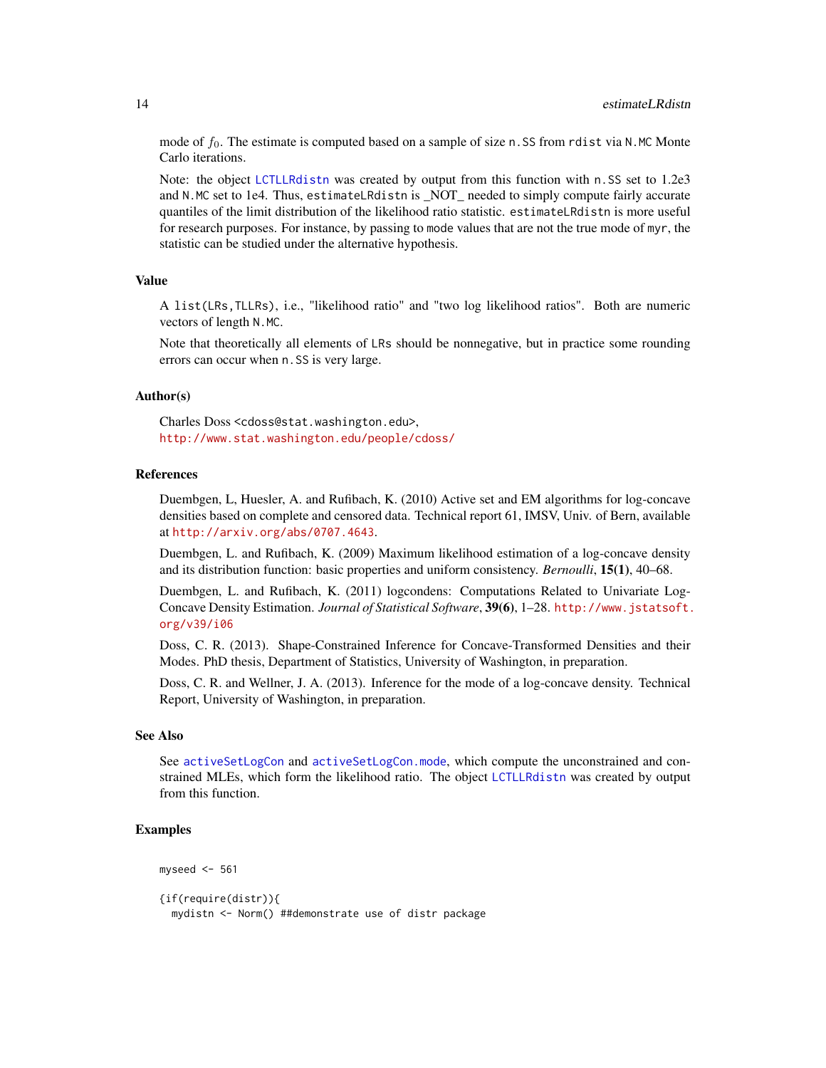mode of $f_0$. The estimate is computed based on a sample of size `n.SS` from `rdist` via `N.MC` Monte Carlo iterations.

Note: the object LCTLLRdistn was created by output from this function with `n.SS` set to 1.2e3 and `N.MC` set to 1e4. Thus, `estimateLRdistn` is _NOT_ needed to simply compute fairly accurate quantiles of the limit distribution of the likelihood ratio statistic. `estimateLRdistn` is more useful for research purposes. For instance, by passing to `mode` values that are not the true mode of `myr`, the statistic can be studied under the alternative hypothesis.

## Value

A `list(LRs,TLLRs)`, i.e., "likelihood ratio" and "two log likelihood ratios". Both are numeric vectors of length `N.MC`.

Note that theoretically all elements of `LRs` should be nonnegative, but in practice some rounding errors can occur when `n.SS` is very large.

## Author(s)

Charles Doss <cdoss@stat.washington.edu>,
http://www.stat.washington.edu/people/cdoss/

## References

Duembgen, L, Huesler, A. and Rufibach, K. (2010) Active set and EM algorithms for log-concave densities based on complete and censored data. Technical report 61, IMSV, Univ. of Bern, available at http://arxiv.org/abs/0707.4643.

Duembgen, L. and Rufibach, K. (2009) Maximum likelihood estimation of a log-concave density and its distribution function: basic properties and uniform consistency. *Bernoulli*, **15(1)**, 40–68.

Duembgen, L. and Rufibach, K. (2011) logcondens: Computations Related to Univariate Log-Concave Density Estimation. *Journal of Statistical Software*, **39(6)**, 1–28. http://www.jstatsoft.org/v39/i06

Doss, C. R. (2013). Shape-Constrained Inference for Concave-Transformed Densities and their Modes. PhD thesis, Department of Statistics, University of Washington, in preparation.

Doss, C. R. and Wellner, J. A. (2013). Inference for the mode of a log-concave density. Technical Report, University of Washington, in preparation.

## See Also

See activeSetLogCon and activeSetLogCon.mode, which compute the unconstrained and constrained MLEs, which form the likelihood ratio. The object LCTLLRdistn was created by output from this function.

## Examples

```
myseed <- 561

{if(require(distr)){
  mydistn <- Norm() ##demonstrate use of distr package
```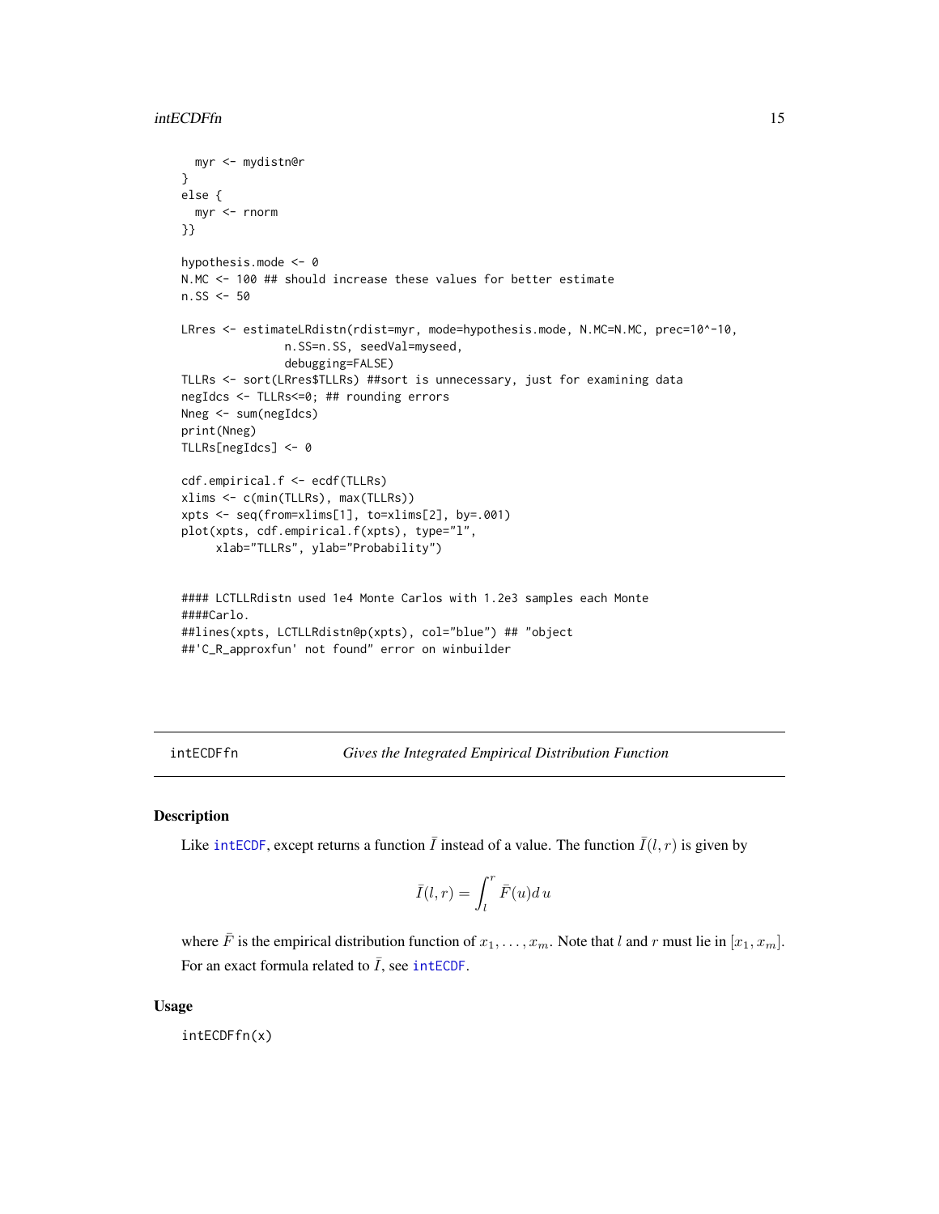```
  myr <- mydistn@r
}
else {
  myr <- rnorm
}}

hypothesis.mode <- 0
N.MC <- 100 ## should increase these values for better estimate
n.SS <- 50

LRres <- estimateLRdistn(rdist=myr, mode=hypothesis.mode, N.MC=N.MC, prec=10^-10,
               n.SS=n.SS, seedVal=myseed,
               debugging=FALSE)
TLLRs <- sort(LRres$TLLRs) ##sort is unnecessary, just for examining data
negIdcs <- TLLRs<=0; ## rounding errors
Nneg <- sum(negIdcs)
print(Nneg)
TLLRs[negIdcs] <- 0

cdf.empirical.f <- ecdf(TLLRs)
xlims <- c(min(TLLRs), max(TLLRs))
xpts <- seq(from=xlims[1], to=xlims[2], by=.001)
plot(xpts, cdf.empirical.f(xpts), type="l",
     xlab="TLLRs", ylab="Probability")


#### LCTLLRdistn used 1e4 Monte Carlos with 1.2e3 samples each Monte
####Carlo.
##lines(xpts, LCTLLRdistn@p(xpts), col="blue") ## "object
##'C_R_approxfun' not found" error on winbuilder
```

---

## intECDFfn *Gives the Integrated Empirical Distribution Function*

### Description

Like intECDF, except returns a function $\bar{I}$ instead of a value. The function $\bar{I}(l, r)$ is given by

$$\bar{I}(l, r) = \int_l^r \bar{F}(u) d\, u$$

where $\bar{F}$ is the empirical distribution function of $x_1, \ldots, x_m$. Note that $l$ and $r$ must lie in $[x_1, x_m]$. For an exact formula related to $\bar{I}$, see intECDF.

### Usage

```
intECDFfn(x)
```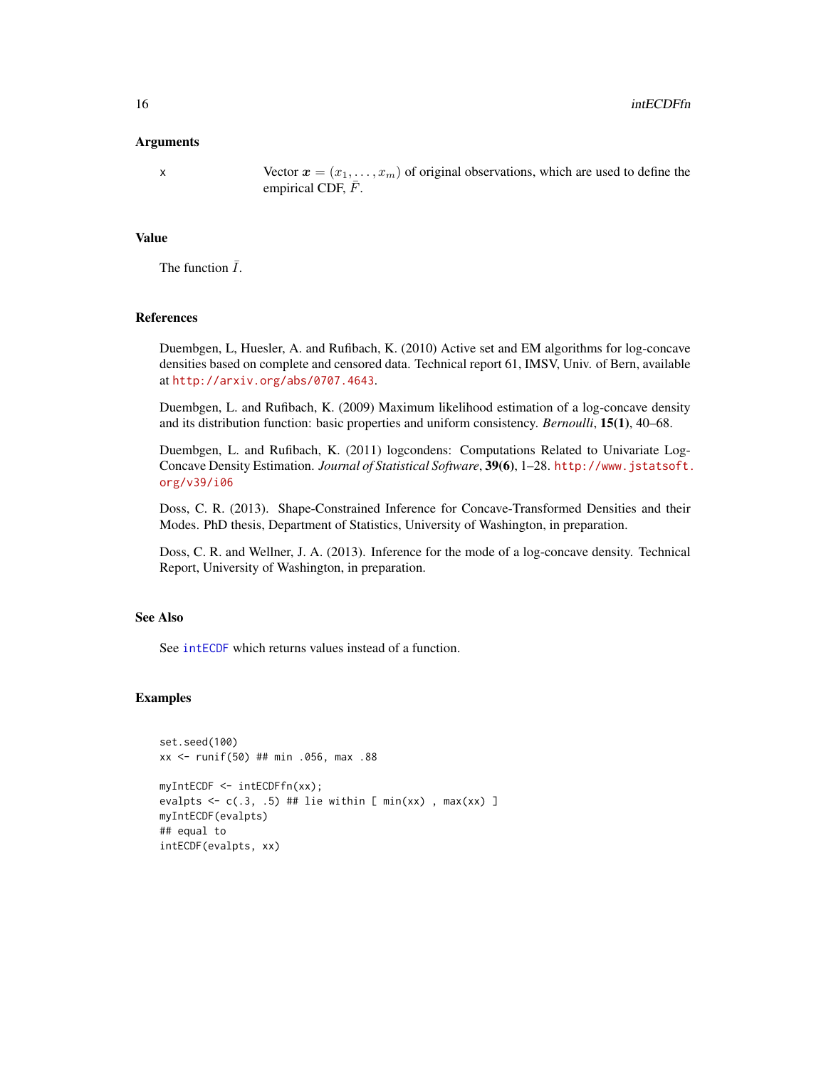### Arguments

x Vector $\boldsymbol{x} = (x_1, \ldots, x_m)$ of original observations, which are used to define the empirical CDF, $\bar{F}$.

### Value

The function $\bar{I}$.

### References

Duembgen, L, Huesler, A. and Rufibach, K. (2010) Active set and EM algorithms for log-concave densities based on complete and censored data. Technical report 61, IMSV, Univ. of Bern, available at http://arxiv.org/abs/0707.4643.

Duembgen, L. and Rufibach, K. (2009) Maximum likelihood estimation of a log-concave density and its distribution function: basic properties and uniform consistency. *Bernoulli*, **15(1)**, 40–68.

Duembgen, L. and Rufibach, K. (2011) logcondens: Computations Related to Univariate Log-Concave Density Estimation. *Journal of Statistical Software*, **39(6)**, 1–28. http://www.jstatsoft.org/v39/i06

Doss, C. R. (2013). Shape-Constrained Inference for Concave-Transformed Densities and their Modes. PhD thesis, Department of Statistics, University of Washington, in preparation.

Doss, C. R. and Wellner, J. A. (2013). Inference for the mode of a log-concave density. Technical Report, University of Washington, in preparation.

### See Also

See intECDF which returns values instead of a function.

### Examples

```
set.seed(100)
xx <- runif(50) ## min .056, max .88

myIntECDF <- intECDFfn(xx);
evalpts <- c(.3, .5) ## lie within [ min(xx) , max(xx) ]
myIntECDF(evalpts)
## equal to
intECDF(evalpts, xx)
```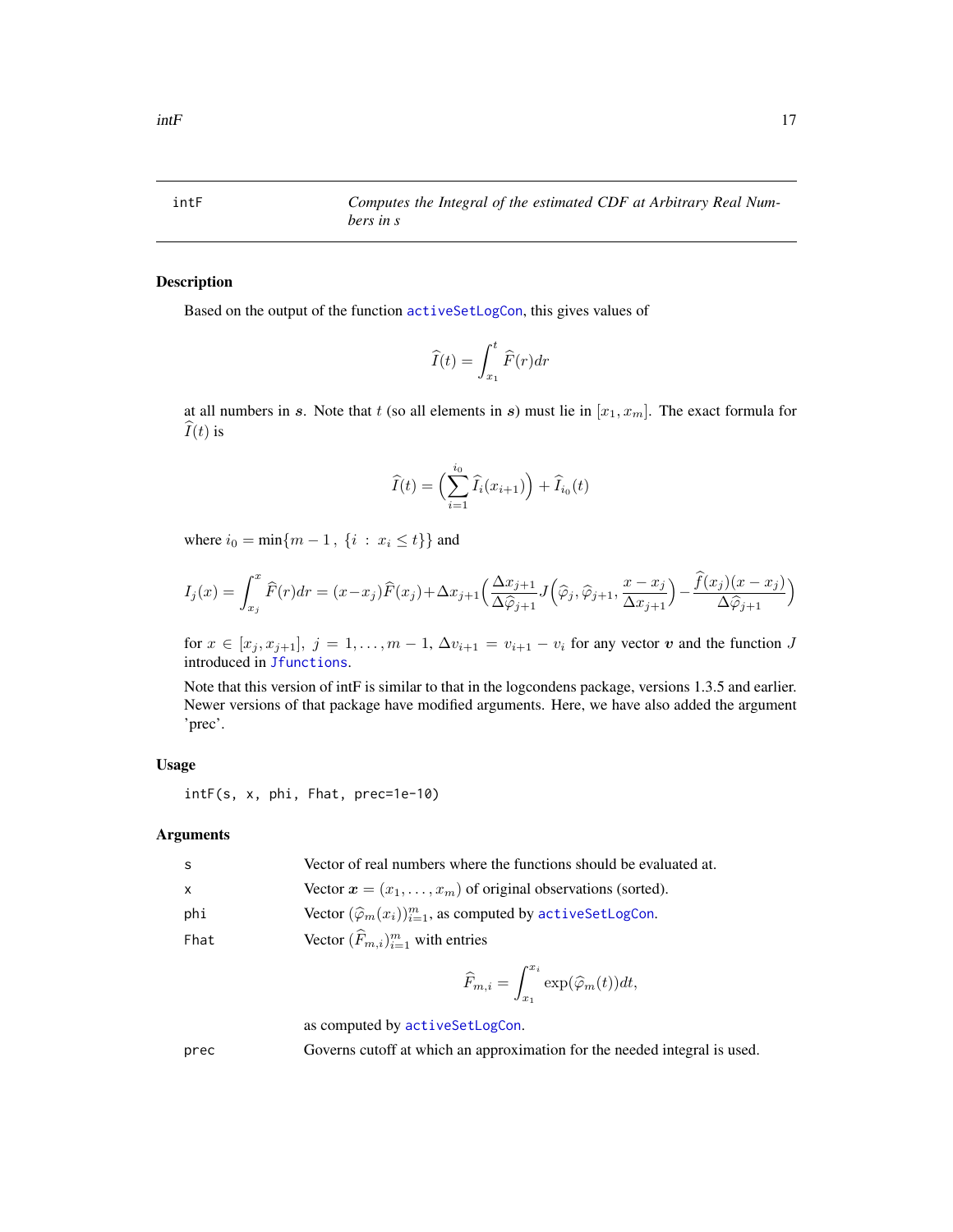intF *Computes the Integral of the estimated CDF at Arbitrary Real Numbers in s*

## Description

Based on the output of the function activeSetLogCon, this gives values of

$$\widehat{I}(t) = \int_{x_1}^{t} \widehat{F}(r)dr$$

at all numbers in $\boldsymbol{s}$. Note that $t$ (so all elements in $\boldsymbol{s}$) must lie in $[x_1, x_m]$. The exact formula for $\widehat{I}(t)$ is

$$\widehat{I}(t) = \Big(\sum_{i=1}^{i_0} \widehat{I}_i(x_{i+1})\Big) + \widehat{I}_{i_0}(t)$$

where $i_0 = \min\{m-1\,,\, \{i\,:\, x_i \leq t\}\}$ and

$$I_j(x) = \int_{x_j}^{x} \widehat{F}(r)dr = (x-x_j)\widehat{F}(x_j) + \Delta x_{j+1}\Big(\frac{\Delta x_{j+1}}{\Delta\widehat{\varphi}_{j+1}} J\Big(\widehat{\varphi}_j, \widehat{\varphi}_{j+1}, \frac{x-x_j}{\Delta x_{j+1}}\Big) - \frac{\widehat{f}(x_j)(x-x_j)}{\Delta\widehat{\varphi}_{j+1}}\Big)$$

for $x \in [x_j, x_{j+1}]$, $j = 1, \ldots, m-1$, $\Delta v_{i+1} = v_{i+1} - v_i$ for any vector $\boldsymbol{v}$ and the function $J$ introduced in Jfunctions.

Note that this version of intF is similar to that in the logcondens package, versions 1.3.5 and earlier. Newer versions of that package have modified arguments. Here, we have also added the argument 'prec'.

## Usage

```
intF(s, x, phi, Fhat, prec=1e-10)
```

## Arguments

| | |
|---|---|
| s | Vector of real numbers where the functions should be evaluated at. |
| x | Vector $\boldsymbol{x} = (x_1, \ldots, x_m)$ of original observations (sorted). |
| phi | Vector $(\widehat{\varphi}_m(x_i))_{i=1}^m$, as computed by activeSetLogCon. |
| Fhat | Vector $(\widehat{F}_{m,i})_{i=1}^m$ with entries $$\widehat{F}_{m,i} = \int_{x_1}^{x_i} \exp(\widehat{\varphi}_m(t))dt,$$ as computed by activeSetLogCon. |
| prec | Governs cutoff at which an approximation for the needed integral is used. |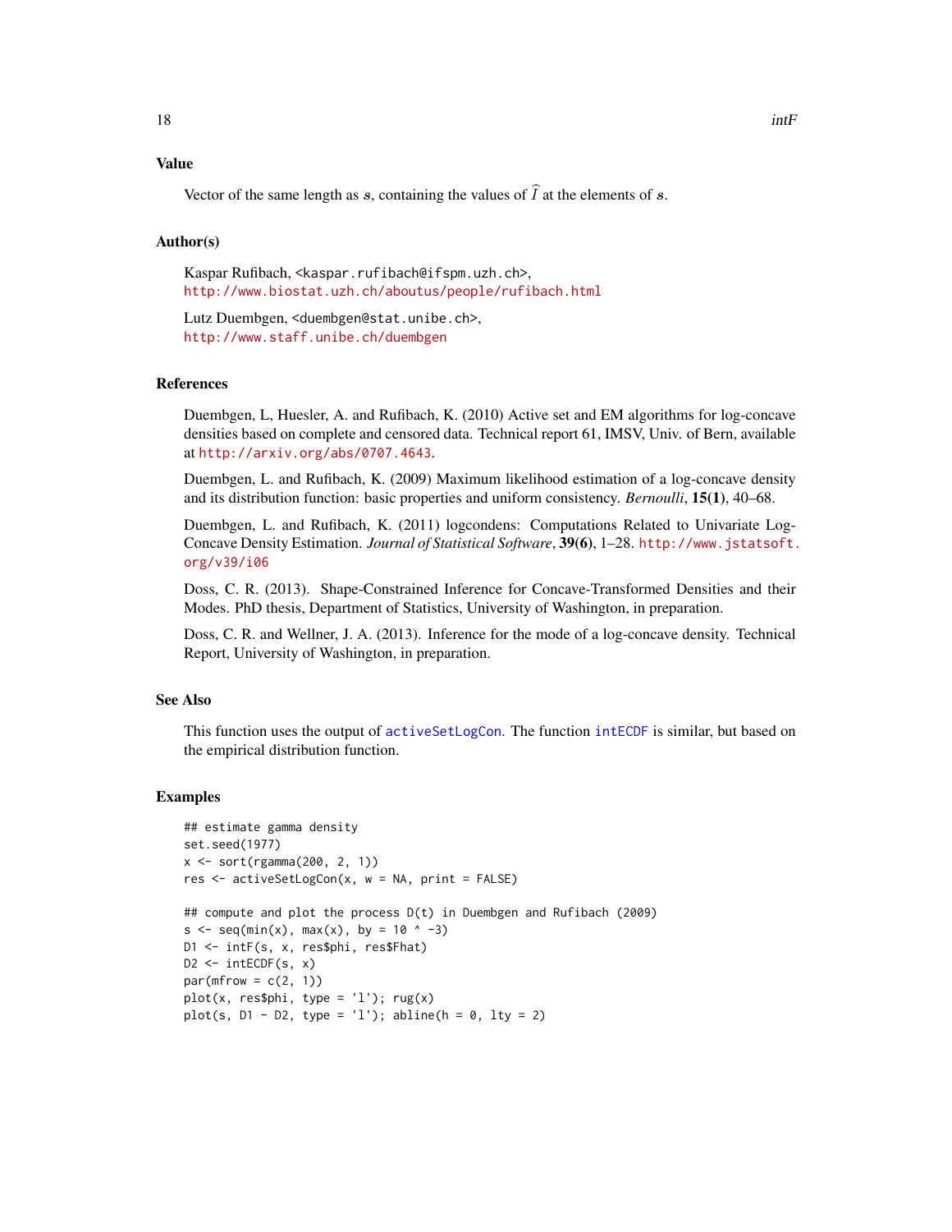### Value

Vector of the same length as $s$, containing the values of $\widehat{I}$ at the elements of $s$.

### Author(s)

Kaspar Rufibach, <kaspar.rufibach@ifspm.uzh.ch>,
http://www.biostat.uzh.ch/aboutus/people/rufibach.html

Lutz Duembgen, <duembgen@stat.unibe.ch>,
http://www.staff.unibe.ch/duembgen

### References

Duembgen, L, Huesler, A. and Rufibach, K. (2010) Active set and EM algorithms for log-concave densities based on complete and censored data. Technical report 61, IMSV, Univ. of Bern, available at http://arxiv.org/abs/0707.4643.

Duembgen, L. and Rufibach, K. (2009) Maximum likelihood estimation of a log-concave density and its distribution function: basic properties and uniform consistency. *Bernoulli*, **15(1)**, 40–68.

Duembgen, L. and Rufibach, K. (2011) logcondens: Computations Related to Univariate Log-Concave Density Estimation. *Journal of Statistical Software*, **39(6)**, 1–28. http://www.jstatsoft.org/v39/i06

Doss, C. R. (2013). Shape-Constrained Inference for Concave-Transformed Densities and their Modes. PhD thesis, Department of Statistics, University of Washington, in preparation.

Doss, C. R. and Wellner, J. A. (2013). Inference for the mode of a log-concave density. Technical Report, University of Washington, in preparation.

### See Also

This function uses the output of activeSetLogCon. The function intECDF is similar, but based on the empirical distribution function.

### Examples

```
## estimate gamma density
set.seed(1977)
x <- sort(rgamma(200, 2, 1))
res <- activeSetLogCon(x, w = NA, print = FALSE)

## compute and plot the process D(t) in Duembgen and Rufibach (2009)
s <- seq(min(x), max(x), by = 10 ^ -3)
D1 <- intF(s, x, res$phi, res$Fhat)
D2 <- intECDF(s, x)
par(mfrow = c(2, 1))
plot(x, res$phi, type = 'l'); rug(x)
plot(s, D1 - D2, type = 'l'); abline(h = 0, lty = 2)
```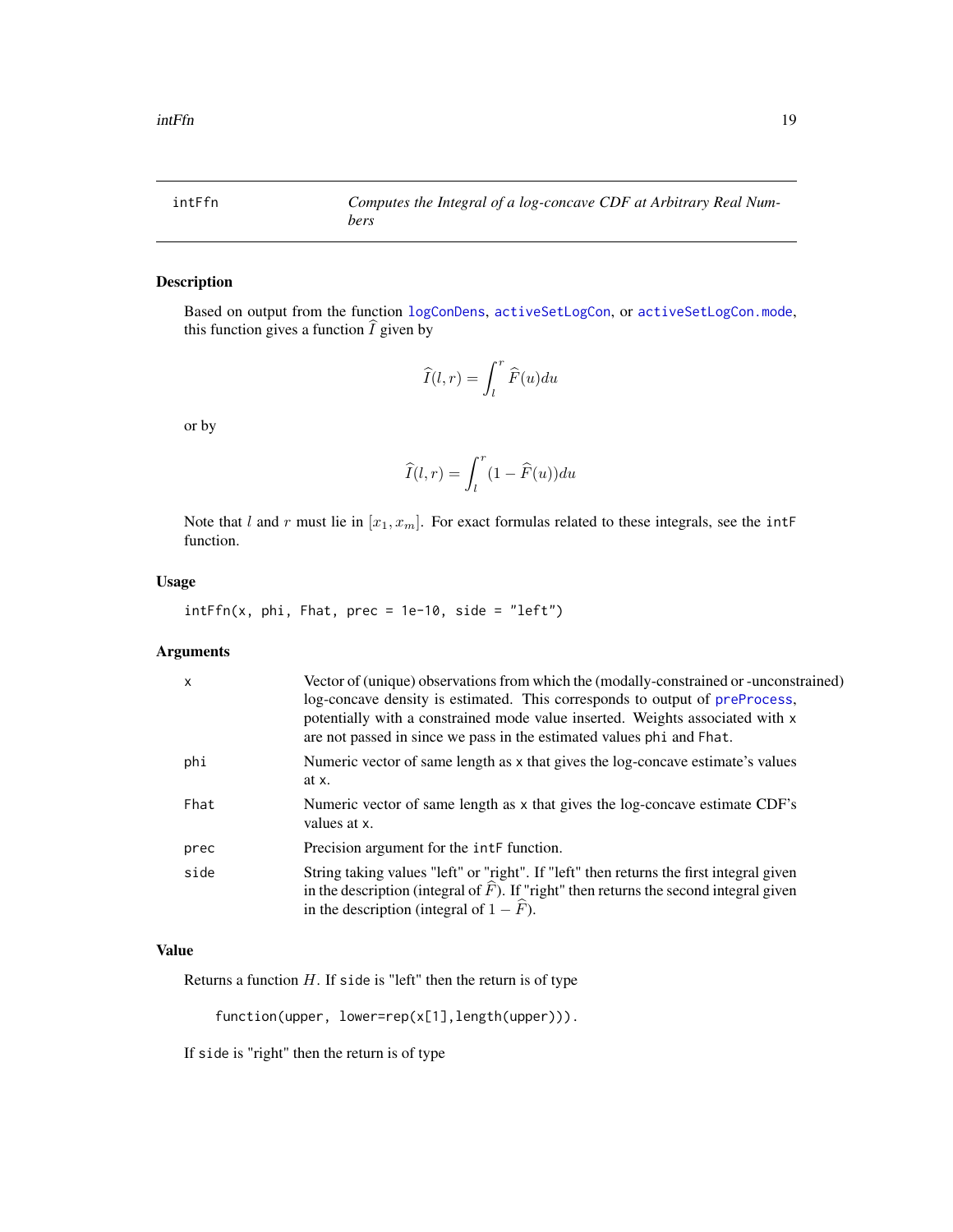# intFfn — *Computes the Integral of a log-concave CDF at Arbitrary Real Numbers*

## Description

Based on output from the function logConDens, activeSetLogCon, or activeSetLogCon.mode, this function gives a function $\widehat{I}$ given by

$$\widehat{I}(l, r) = \int_l^r \widehat{F}(u) du$$

or by

$$\widehat{I}(l, r) = \int_l^r (1 - \widehat{F}(u)) du$$

Note that $l$ and $r$ must lie in $[x_1, x_m]$. For exact formulas related to these integrals, see the `intF` function.

## Usage

```
intFfn(x, phi, Fhat, prec = 1e-10, side = "left")
```

## Arguments

| | |
|---|---|
| `x` | Vector of (unique) observations from which the (modally-constrained or -unconstrained) log-concave density is estimated. This corresponds to output of preProcess, potentially with a constrained mode value inserted. Weights associated with `x` are not passed in since we pass in the estimated values `phi` and `Fhat`. |
| `phi` | Numeric vector of same length as `x` that gives the log-concave estimate's values at `x`. |
| `Fhat` | Numeric vector of same length as `x` that gives the log-concave estimate CDF's values at `x`. |
| `prec` | Precision argument for the `intF` function. |
| `side` | String taking values "left" or "right". If "left" then returns the first integral given in the description (integral of $\widehat{F}$). If "right" then returns the second integral given in the description (integral of $1 - \widehat{F}$). |

## Value

Returns a function $H$. If `side` is "left" then the return is of type

```
function(upper, lower=rep(x[1],length(upper))).
```

If `side` is "right" then the return is of type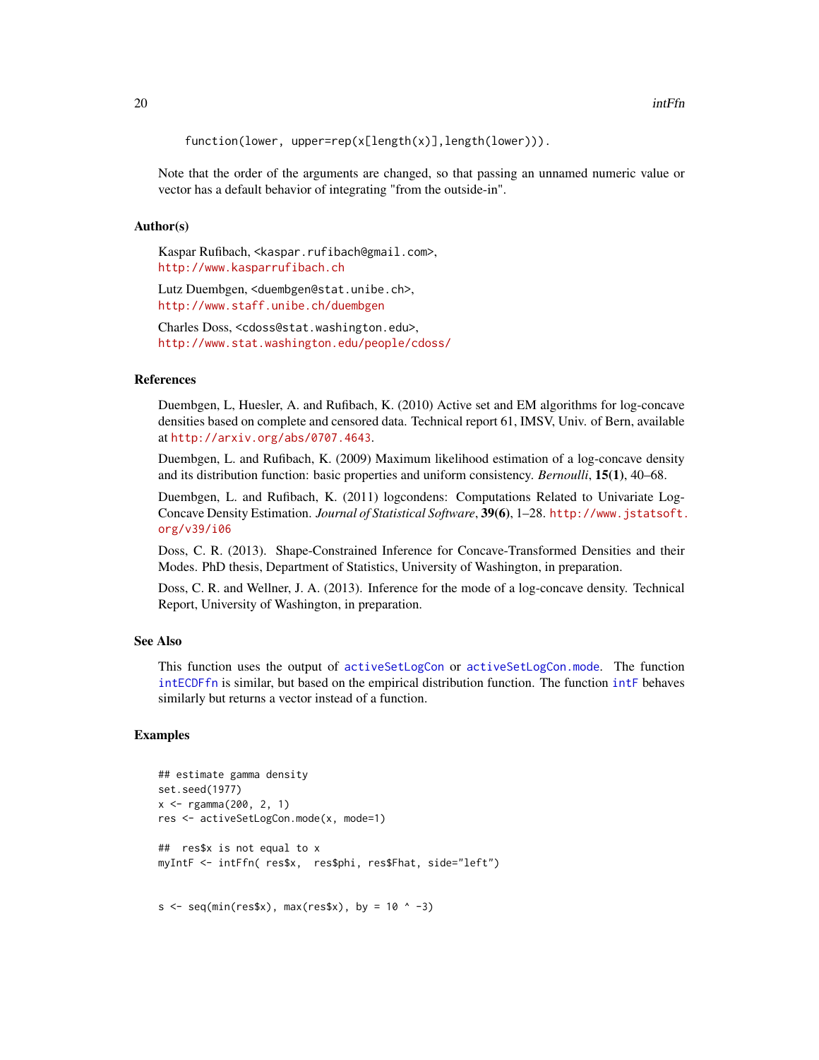```
function(lower, upper=rep(x[length(x)],length(lower))).
```

Note that the order of the arguments are changed, so that passing an unnamed numeric value or vector has a default behavior of integrating "from the outside-in".

### Author(s)

Kaspar Rufibach, <kaspar.rufibach@gmail.com>,
http://www.kasparrufibach.ch

Lutz Duembgen, <duembgen@stat.unibe.ch>,
http://www.staff.unibe.ch/duembgen

Charles Doss, <cdoss@stat.washington.edu>,
http://www.stat.washington.edu/people/cdoss/

### References

Duembgen, L, Huesler, A. and Rufibach, K. (2010) Active set and EM algorithms for log-concave densities based on complete and censored data. Technical report 61, IMSV, Univ. of Bern, available at http://arxiv.org/abs/0707.4643.

Duembgen, L. and Rufibach, K. (2009) Maximum likelihood estimation of a log-concave density and its distribution function: basic properties and uniform consistency. *Bernoulli*, **15(1)**, 40–68.

Duembgen, L. and Rufibach, K. (2011) logcondens: Computations Related to Univariate Log-Concave Density Estimation. *Journal of Statistical Software*, **39(6)**, 1–28. http://www.jstatsoft.org/v39/i06

Doss, C. R. (2013). Shape-Constrained Inference for Concave-Transformed Densities and their Modes. PhD thesis, Department of Statistics, University of Washington, in preparation.

Doss, C. R. and Wellner, J. A. (2013). Inference for the mode of a log-concave density. Technical Report, University of Washington, in preparation.

### See Also

This function uses the output of activeSetLogCon or activeSetLogCon.mode. The function intECDFfn is similar, but based on the empirical distribution function. The function intF behaves similarly but returns a vector instead of a function.

### Examples

```
## estimate gamma density
set.seed(1977)
x <- rgamma(200, 2, 1)
res <- activeSetLogCon.mode(x, mode=1)

##  res$x is not equal to x
myIntF <- intFfn( res$x,  res$phi, res$Fhat, side="left")


s <- seq(min(res$x), max(res$x), by = 10 ^ -3)
```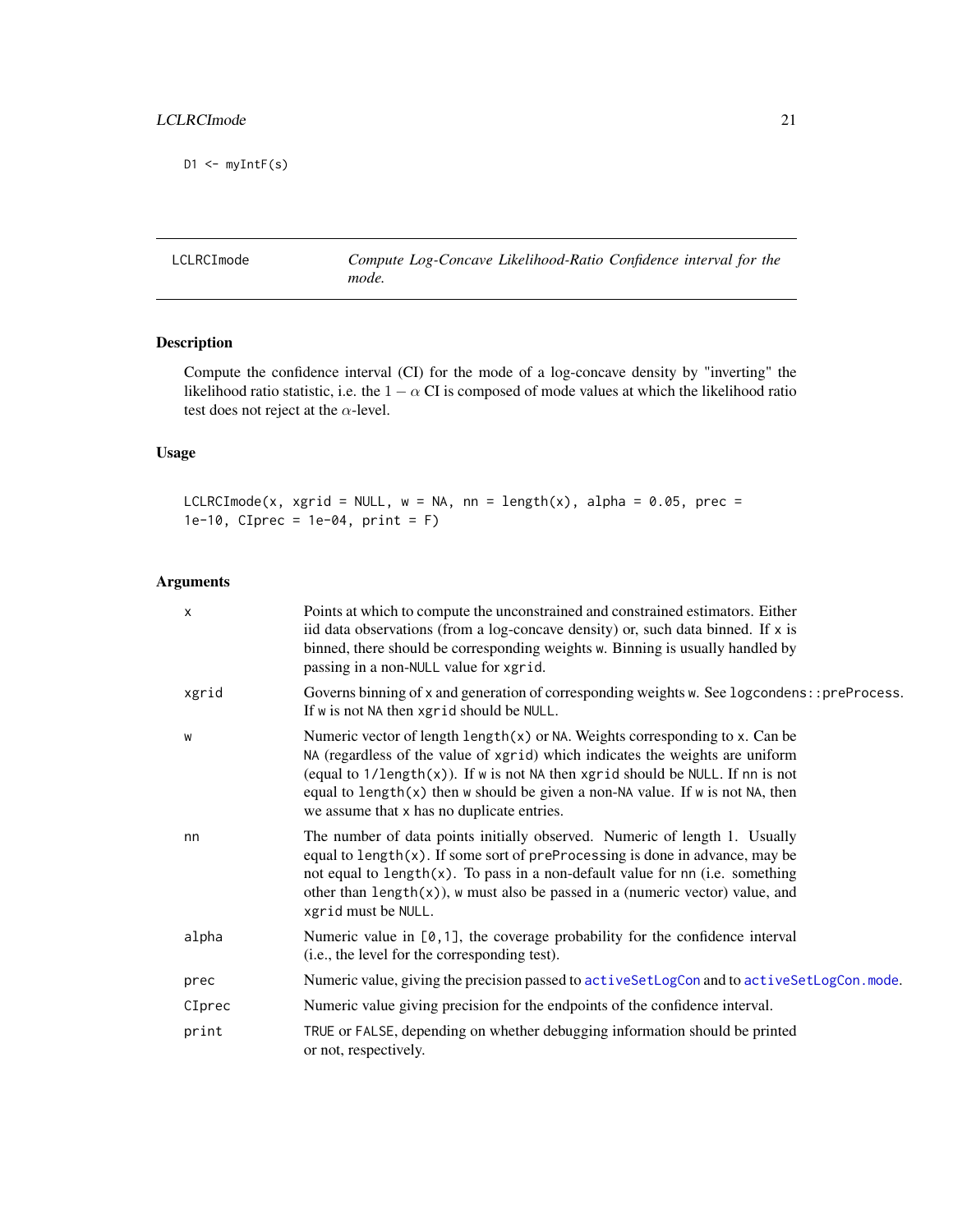```
D1 <- myIntF(s)
```

---

## LCLRCImode — *Compute Log-Concave Likelihood-Ratio Confidence interval for the mode.*

### Description

Compute the confidence interval (CI) for the mode of a log-concave density by "inverting" the likelihood ratio statistic, i.e. the $1 - \alpha$ CI is composed of mode values at which the likelihood ratio test does not reject at the $\alpha$-level.

### Usage

```
LCLRCImode(x, xgrid = NULL, w = NA, nn = length(x), alpha = 0.05, prec =
1e-10, CIprec = 1e-04, print = F)
```

### Arguments

| | |
|---|---|
| `x` | Points at which to compute the unconstrained and constrained estimators. Either iid data observations (from a log-concave density) or, such data binned. If `x` is binned, there should be corresponding weights `w`. Binning is usually handled by passing in a non-`NULL` value for `xgrid`. |
| `xgrid` | Governs binning of `x` and generation of corresponding weights `w`. See `logcondens::preProcess`. If `w` is not `NA` then `xgrid` should be `NULL`. |
| `w` | Numeric vector of length `length(x)` or `NA`. Weights corresponding to `x`. Can be `NA` (regardless of the value of `xgrid`) which indicates the weights are uniform (equal to `1/length(x)`). If `w` is not `NA` then `xgrid` should be `NULL`. If `nn` is not equal to `length(x)` then `w` should be given a non-`NA` value. If `w` is not `NA`, then we assume that `x` has no duplicate entries. |
| `nn` | The number of data points initially observed. Numeric of length 1. Usually equal to `length(x)`. If some sort of `preProcessing` is done in advance, may be not equal to `length(x)`. To pass in a non-default value for `nn` (i.e. something other than `length(x)`), `w` must also be passed in a (numeric vector) value, and `xgrid` must be `NULL`. |
| `alpha` | Numeric value in `[0,1]`, the coverage probability for the confidence interval (i.e., the level for the corresponding test). |
| `prec` | Numeric value, giving the precision passed to `activeSetLogCon` and to `activeSetLogCon.mode`. |
| `CIprec` | Numeric value giving precision for the endpoints of the confidence interval. |
| `print` | `TRUE` or `FALSE`, depending on whether debugging information should be printed or not, respectively. |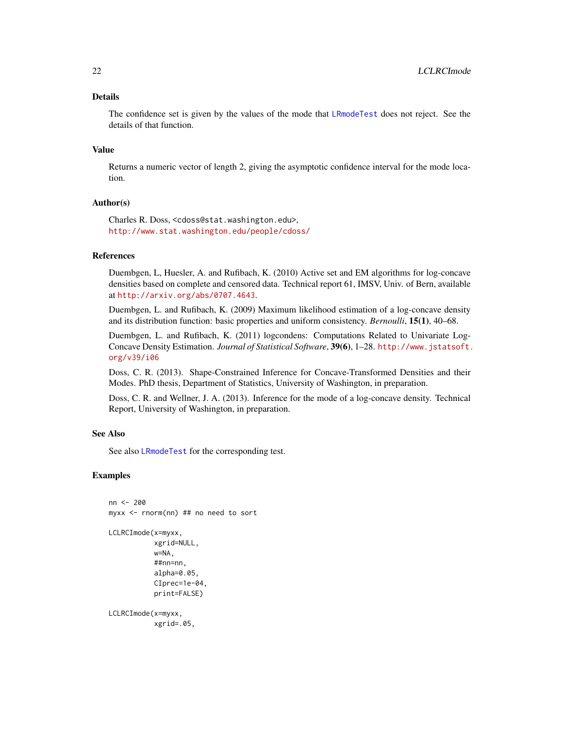### Details

The confidence set is given by the values of the mode that `LRmodeTest` does not reject. See the details of that function.

### Value

Returns a numeric vector of length 2, giving the asymptotic confidence interval for the mode location.

### Author(s)

Charles R. Doss, <cdoss@stat.washington.edu>,
http://www.stat.washington.edu/people/cdoss/

### References

Duembgen, L, Huesler, A. and Rufibach, K. (2010) Active set and EM algorithms for log-concave densities based on complete and censored data. Technical report 61, IMSV, Univ. of Bern, available at http://arxiv.org/abs/0707.4643.

Duembgen, L. and Rufibach, K. (2009) Maximum likelihood estimation of a log-concave density and its distribution function: basic properties and uniform consistency. *Bernoulli*, **15(1)**, 40–68.

Duembgen, L. and Rufibach, K. (2011) logcondens: Computations Related to Univariate Log-Concave Density Estimation. *Journal of Statistical Software*, **39(6)**, 1–28. http://www.jstatsoft.org/v39/i06

Doss, C. R. (2013). Shape-Constrained Inference for Concave-Transformed Densities and their Modes. PhD thesis, Department of Statistics, University of Washington, in preparation.

Doss, C. R. and Wellner, J. A. (2013). Inference for the mode of a log-concave density. Technical Report, University of Washington, in preparation.

### See Also

See also `LRmodeTest` for the corresponding test.

### Examples

```
nn <- 200
myxx <- rnorm(nn) ## no need to sort

LCLRCImode(x=myxx,
           xgrid=NULL,
           w=NA,
           ##nn=nn,
           alpha=0.05,
           CIprec=1e-04,
           print=FALSE)

LCLRCImode(x=myxx,
           xgrid=.05,
```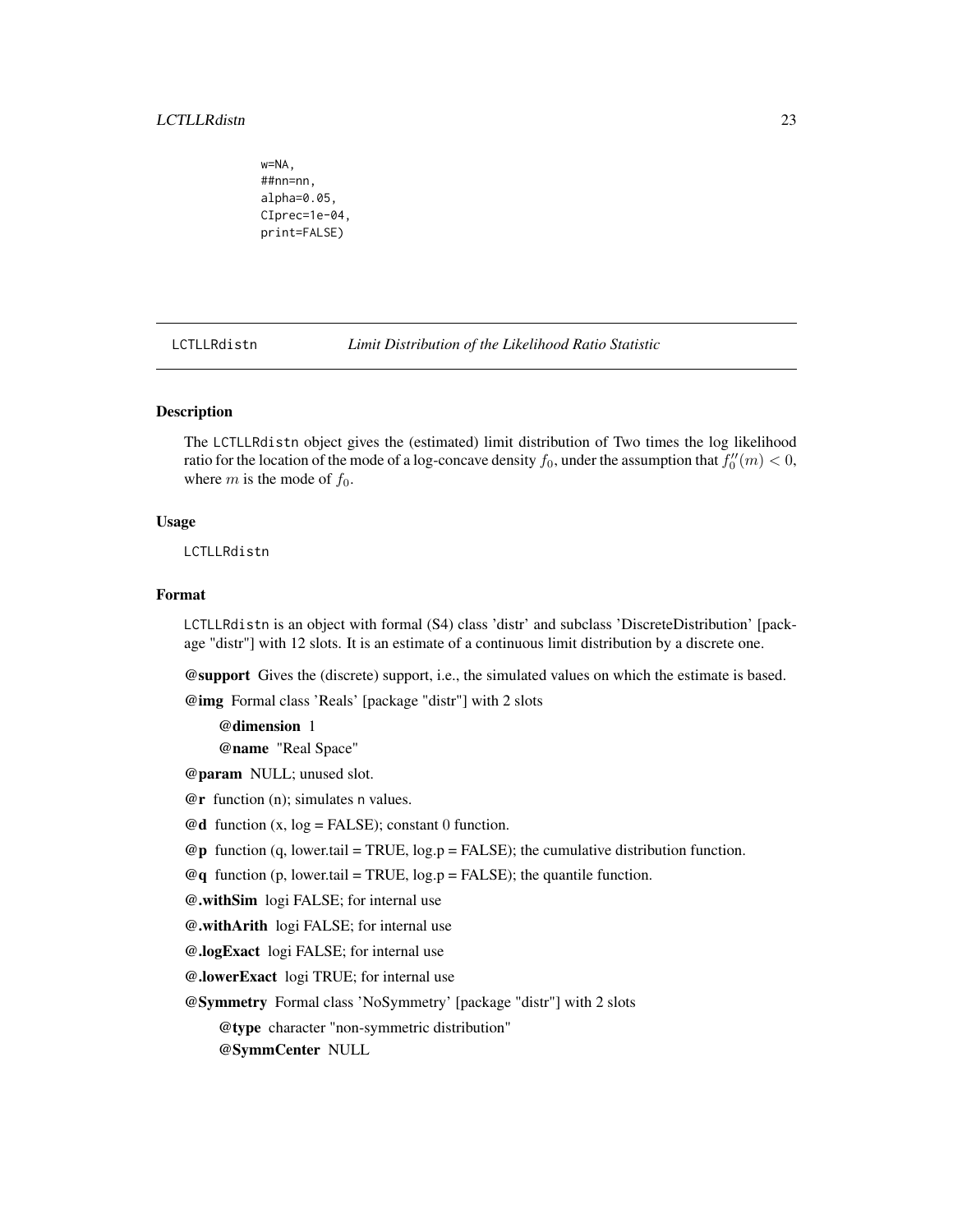```
w=NA,
##nn=nn,
alpha=0.05,
CIprec=1e-04,
print=FALSE)
```

---

`LCTLLRdistn` *Limit Distribution of the Likelihood Ratio Statistic*

---

## Description

The `LCTLLRdistn` object gives the (estimated) limit distribution of Two times the log likelihood ratio for the location of the mode of a log-concave density $f_0$, under the assumption that $f_0''(m) < 0$, where $m$ is the mode of $f_0$.

## Usage

```
LCTLLRdistn
```

## Format

`LCTLLRdistn` is an object with formal (S4) class 'distr' and subclass 'DiscreteDistribution' [package "distr"] with 12 slots. It is an estimate of a continuous limit distribution by a discrete one.

**@support** Gives the (discrete) support, i.e., the simulated values on which the estimate is based.

**@img** Formal class 'Reals' [package "distr"] with 2 slots

- **@dimension** 1
- **@name** "Real Space"

**@param** NULL; unused slot.

**@r** function (n); simulates `n` values.

**@d** function (x, log = FALSE); constant 0 function.

**@p** function (q, lower.tail = TRUE, log.p = FALSE); the cumulative distribution function.

**@q** function (p, lower.tail = TRUE, log.p = FALSE); the quantile function.

**@.withSim** logi FALSE; for internal use

**@.withArith** logi FALSE; for internal use

**@.logExact** logi FALSE; for internal use

**@.lowerExact** logi TRUE; for internal use

**@Symmetry** Formal class 'NoSymmetry' [package "distr"] with 2 slots

- **@type** character "non-symmetric distribution"
- **@SymmCenter** NULL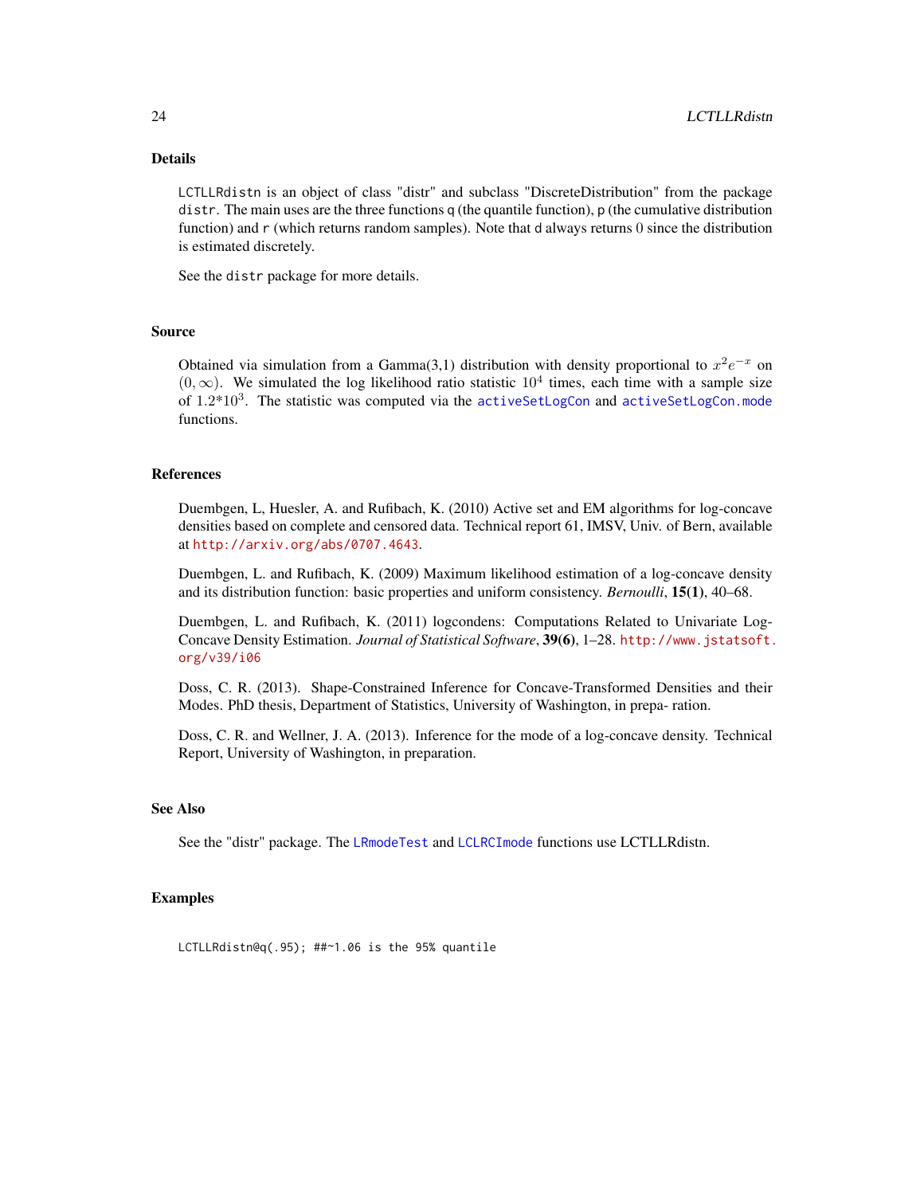## Details

LCTLLRdistn is an object of class "distr" and subclass "DiscreteDistribution" from the package distr. The main uses are the three functions q (the quantile function), p (the cumulative distribution function) and r (which returns random samples). Note that d always returns 0 since the distribution is estimated discretely.

See the distr package for more details.

## Source

Obtained via simulation from a Gamma(3,1) distribution with density proportional to $x^2 e^{-x}$ on $(0, \infty)$. We simulated the log likelihood ratio statistic $10^4$ times, each time with a sample size of $1.2*10^3$. The statistic was computed via the activeSetLogCon and activeSetLogCon.mode functions.

## References

Duembgen, L, Huesler, A. and Rufibach, K. (2010) Active set and EM algorithms for log-concave densities based on complete and censored data. Technical report 61, IMSV, Univ. of Bern, available at http://arxiv.org/abs/0707.4643.

Duembgen, L. and Rufibach, K. (2009) Maximum likelihood estimation of a log-concave density and its distribution function: basic properties and uniform consistency. *Bernoulli*, **15(1)**, 40–68.

Duembgen, L. and Rufibach, K. (2011) logcondens: Computations Related to Univariate Log-Concave Density Estimation. *Journal of Statistical Software*, **39(6)**, 1–28. http://www.jstatsoft.org/v39/i06

Doss, C. R. (2013). Shape-Constrained Inference for Concave-Transformed Densities and their Modes. PhD thesis, Department of Statistics, University of Washington, in prepa- ration.

Doss, C. R. and Wellner, J. A. (2013). Inference for the mode of a log-concave density. Technical Report, University of Washington, in preparation.

## See Also

See the "distr" package. The LRmodeTest and LCLRCImode functions use LCTLLRdistn.

## Examples

```
LCTLLRdistn@q(.95); ##~1.06 is the 95% quantile
```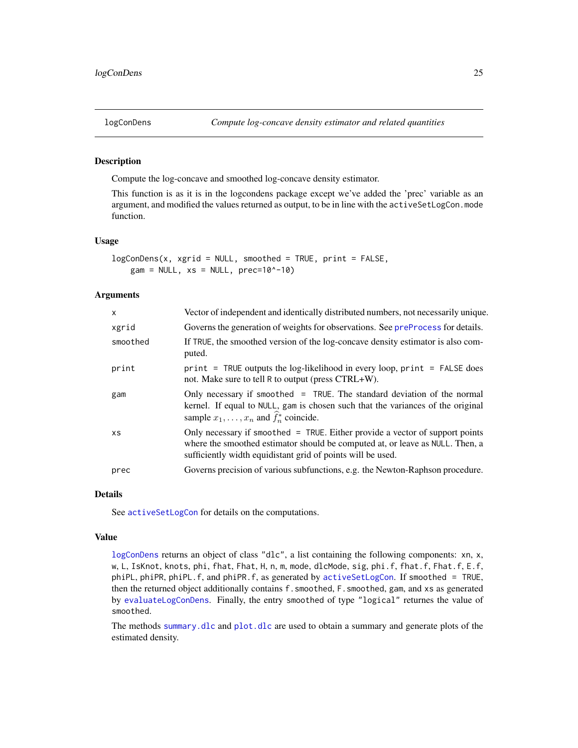## logConDens — *Compute log-concave density estimator and related quantities*

### Description

Compute the log-concave and smoothed log-concave density estimator.

This function is as it is in the logcondens package except we've added the 'prec' variable as an argument, and modified the values returned as output, to be in line with the `activeSetLogCon.mode` function.

### Usage

```
logConDens(x, xgrid = NULL, smoothed = TRUE, print = FALSE,
    gam = NULL, xs = NULL, prec=10^-10)
```

### Arguments

| | |
|---|---|
| `x` | Vector of independent and identically distributed numbers, not necessarily unique. |
| `xgrid` | Governs the generation of weights for observations. See `preProcess` for details. |
| `smoothed` | If `TRUE`, the smoothed version of the log-concave density estimator is also computed. |
| `print` | `print = TRUE` outputs the log-likelihood in every loop, `print = FALSE` does not. Make sure to tell R to output (press CTRL+W). |
| `gam` | Only necessary if `smoothed = TRUE`. The standard deviation of the normal kernel. If equal to `NULL`, `gam` is chosen such that the variances of the original sample $x_1, \ldots, x_n$ and $\widehat{f}_n^*$ coincide. |
| `xs` | Only necessary if `smoothed = TRUE`. Either provide a vector of support points where the smoothed estimator should be computed at, or leave as `NULL`. Then, a sufficiently width equidistant grid of points will be used. |
| `prec` | Governs precision of various subfunctions, e.g. the Newton-Raphson procedure. |

### Details

See `activeSetLogCon` for details on the computations.

### Value

`logConDens` returns an object of class `"dlc"`, a list containing the following components: `xn`, `x`, `w`, `L`, `IsKnot`, `knots`, `phi`, `fhat`, `Fhat`, `H`, `n`, `m`, `mode`, `dlcMode`, `sig`, `phi.f`, `fhat.f`, `Fhat.f`, `E.f`, `phiPL`, `phiPR`, `phiPL.f`, and `phiPR.f`, as generated by `activeSetLogCon`. If `smoothed = TRUE`, then the returned object additionally contains `f.smoothed`, `F.smoothed`, `gam`, and `xs` as generated by `evaluateLogConDens`. Finally, the entry `smoothed` of type `"logical"` returnes the value of `smoothed`.

The methods `summary.dlc` and `plot.dlc` are used to obtain a summary and generate plots of the estimated density.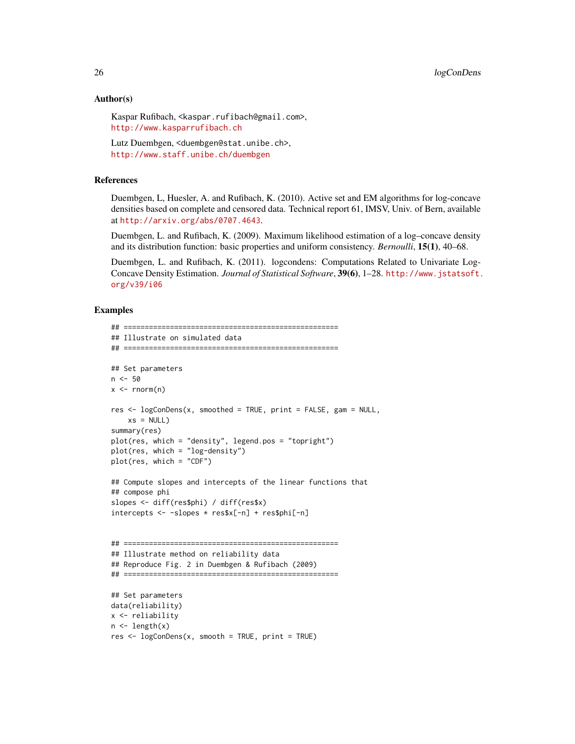## Author(s)

Kaspar Rufibach, <kaspar.rufibach@gmail.com>,
http://www.kasparrufibach.ch

Lutz Duembgen, <duembgen@stat.unibe.ch>,
http://www.staff.unibe.ch/duembgen

## References

Duembgen, L, Huesler, A. and Rufibach, K. (2010). Active set and EM algorithms for log-concave densities based on complete and censored data. Technical report 61, IMSV, Univ. of Bern, available at http://arxiv.org/abs/0707.4643.

Duembgen, L. and Rufibach, K. (2009). Maximum likelihood estimation of a log–concave density and its distribution function: basic properties and uniform consistency. *Bernoulli*, **15(1)**, 40–68.

Duembgen, L. and Rufibach, K. (2011). logcondens: Computations Related to Univariate Log-Concave Density Estimation. *Journal of Statistical Software*, **39(6)**, 1–28. http://www.jstatsoft.org/v39/i06

## Examples

```
## ===================================================
## Illustrate on simulated data
## ===================================================

## Set parameters
n <- 50
x <- rnorm(n)

res <- logConDens(x, smoothed = TRUE, print = FALSE, gam = NULL,
    xs = NULL)
summary(res)
plot(res, which = "density", legend.pos = "topright")
plot(res, which = "log-density")
plot(res, which = "CDF")

## Compute slopes and intercepts of the linear functions that
## compose phi
slopes <- diff(res$phi) / diff(res$x)
intercepts <- -slopes * res$x[-n] + res$phi[-n]


## ===================================================
## Illustrate method on reliability data
## Reproduce Fig. 2 in Duembgen & Rufibach (2009)
## ===================================================

## Set parameters
data(reliability)
x <- reliability
n <- length(x)
res <- logConDens(x, smooth = TRUE, print = TRUE)
```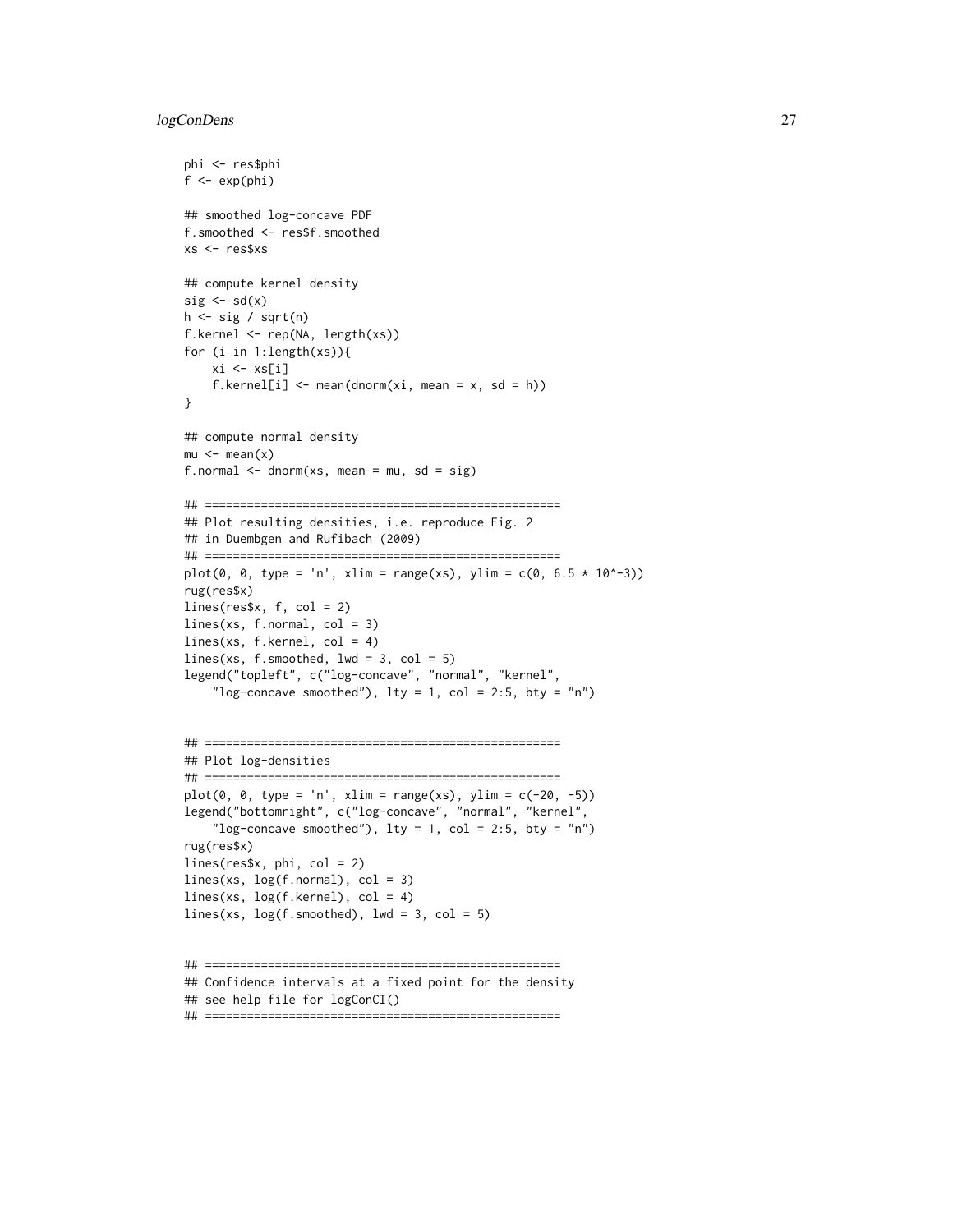```
phi <- res$phi
f <- exp(phi)

## smoothed log-concave PDF
f.smoothed <- res$f.smoothed
xs <- res$xs

## compute kernel density
sig <- sd(x)
h <- sig / sqrt(n)
f.kernel <- rep(NA, length(xs))
for (i in 1:length(xs)){
    xi <- xs[i]
    f.kernel[i] <- mean(dnorm(xi, mean = x, sd = h))
}

## compute normal density
mu <- mean(x)
f.normal <- dnorm(xs, mean = mu, sd = sig)

## ===================================================
## Plot resulting densities, i.e. reproduce Fig. 2
## in Duembgen and Rufibach (2009)
## ===================================================
plot(0, 0, type = 'n', xlim = range(xs), ylim = c(0, 6.5 * 10^-3))
rug(res$x)
lines(res$x, f, col = 2)
lines(xs, f.normal, col = 3)
lines(xs, f.kernel, col = 4)
lines(xs, f.smoothed, lwd = 3, col = 5)
legend("topleft", c("log-concave", "normal", "kernel",
    "log-concave smoothed"), lty = 1, col = 2:5, bty = "n")


## ===================================================
## Plot log-densities
## ===================================================
plot(0, 0, type = 'n', xlim = range(xs), ylim = c(-20, -5))
legend("bottomright", c("log-concave", "normal", "kernel",
    "log-concave smoothed"), lty = 1, col = 2:5, bty = "n")
rug(res$x)
lines(res$x, phi, col = 2)
lines(xs, log(f.normal), col = 3)
lines(xs, log(f.kernel), col = 4)
lines(xs, log(f.smoothed), lwd = 3, col = 5)


## ===================================================
## Confidence intervals at a fixed point for the density
## see help file for logConCI()
## ===================================================
```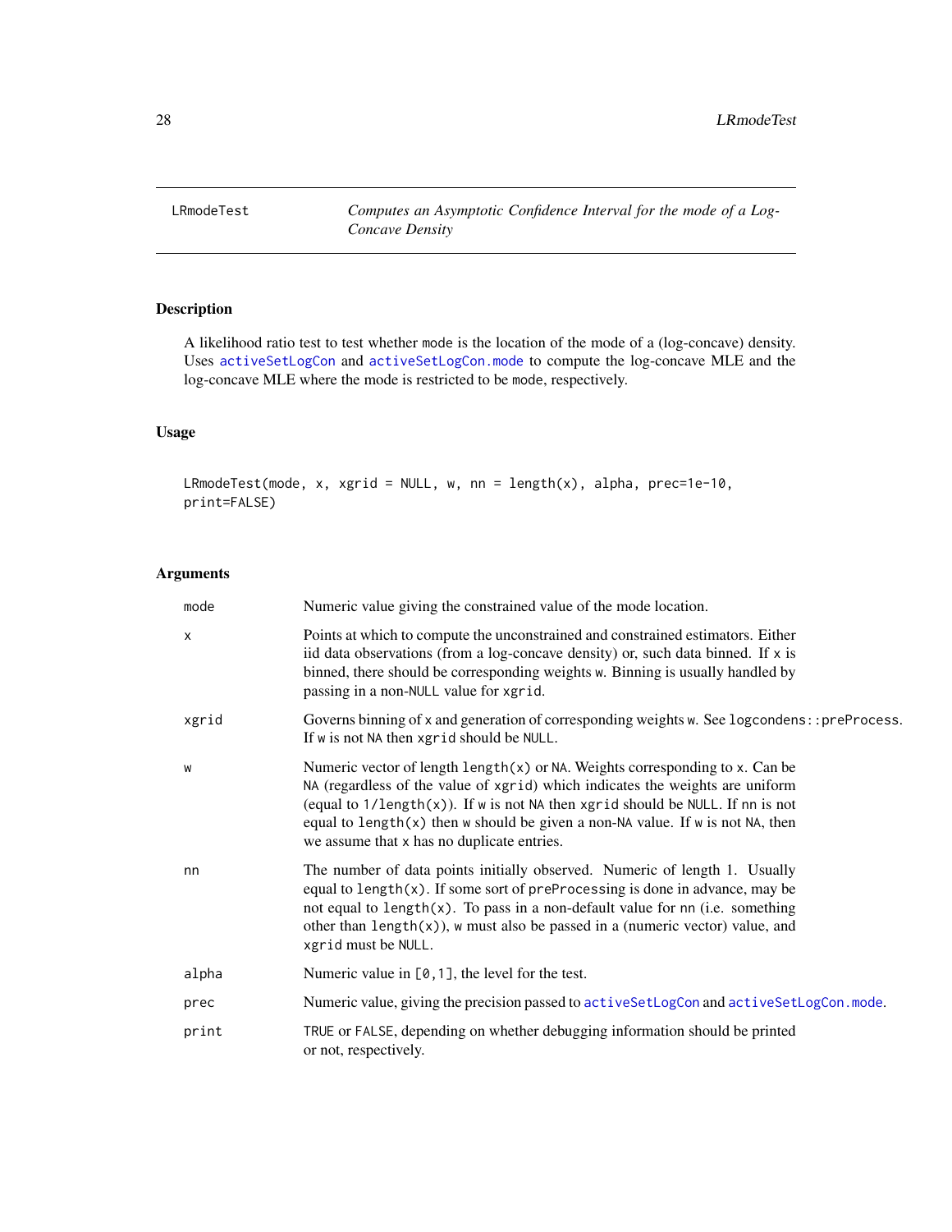LRmodeTest — *Computes an Asymptotic Confidence Interval for the mode of a Log-Concave Density*

## Description

A likelihood ratio test to test whether `mode` is the location of the mode of a (log-concave) density. Uses `activeSetLogCon` and `activeSetLogCon.mode` to compute the log-concave MLE and the log-concave MLE where the mode is restricted to be `mode`, respectively.

## Usage

```
LRmodeTest(mode, x, xgrid = NULL, w, nn = length(x), alpha, prec=1e-10,
print=FALSE)
```

## Arguments

| | |
|---|---|
| `mode` | Numeric value giving the constrained value of the mode location. |
| `x` | Points at which to compute the unconstrained and constrained estimators. Either iid data observations (from a log-concave density) or, such data binned. If `x` is binned, there should be corresponding weights `w`. Binning is usually handled by passing in a non-`NULL` value for `xgrid`. |
| `xgrid` | Governs binning of `x` and generation of corresponding weights `w`. See `logcondens::preProcess`. If `w` is not `NA` then `xgrid` should be `NULL`. |
| `w` | Numeric vector of length `length(x)` or `NA`. Weights corresponding to `x`. Can be `NA` (regardless of the value of `xgrid`) which indicates the weights are uniform (equal to `1/length(x)`). If `w` is not `NA` then `xgrid` should be `NULL`. If `nn` is not equal to `length(x)` then `w` should be given a non-`NA` value. If `w` is not `NA`, then we assume that `x` has no duplicate entries. |
| `nn` | The number of data points initially observed. Numeric of length 1. Usually equal to `length(x)`. If some sort of `preProcess`ing is done in advance, may be not equal to `length(x)`. To pass in a non-default value for `nn` (i.e. something other than `length(x)`), `w` must also be passed in a (numeric vector) value, and `xgrid` must be `NULL`. |
| `alpha` | Numeric value in `[0,1]`, the level for the test. |
| `prec` | Numeric value, giving the precision passed to `activeSetLogCon` and `activeSetLogCon.mode`. |
| `print` | `TRUE` or `FALSE`, depending on whether debugging information should be printed or not, respectively. |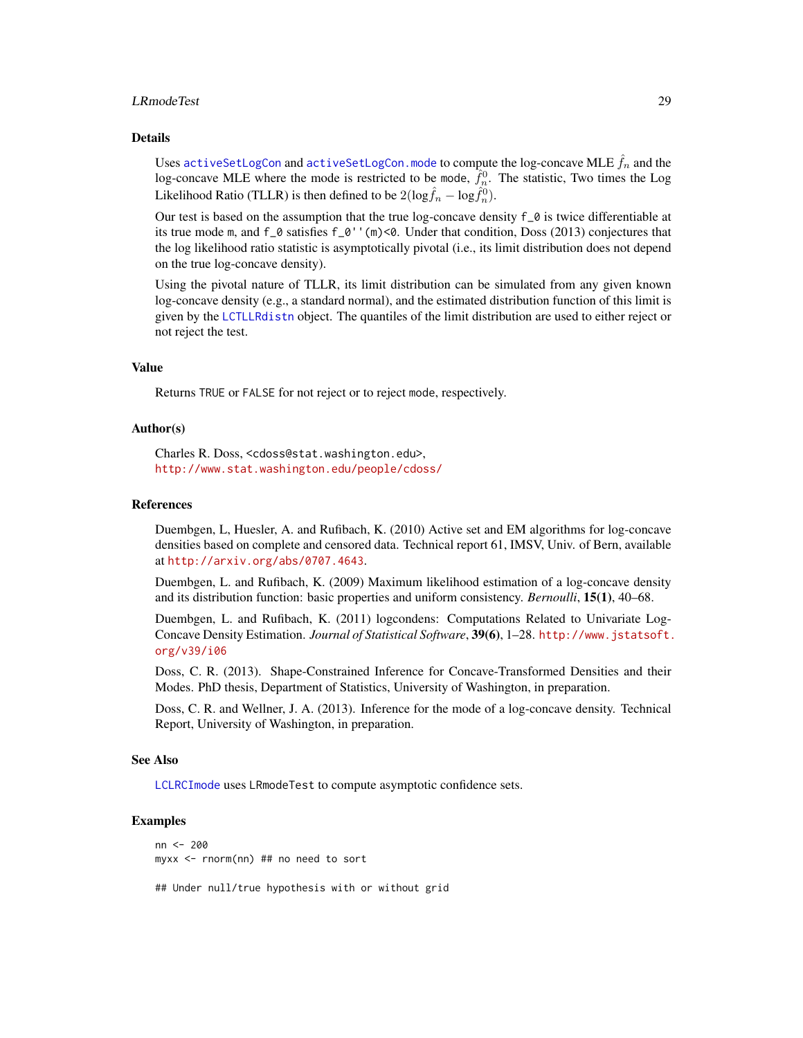### Details

Uses `activeSetLogCon` and `activeSetLogCon.mode` to compute the log-concave MLE $\hat{f}_n$ and the log-concave MLE where the mode is restricted to be `mode`, $\hat{f}_n^0$. The statistic, Two times the Log Likelihood Ratio (TLLR) is then defined to be $2(\log \hat{f}_n - \log \hat{f}_n^0)$.

Our test is based on the assumption that the true log-concave density `f_0` is twice differentiable at its true mode `m`, and `f_0` satisfies `f_0''(m)<0`. Under that condition, Doss (2013) conjectures that the log likelihood ratio statistic is asymptotically pivotal (i.e., its limit distribution does not depend on the true log-concave density).

Using the pivotal nature of TLLR, its limit distribution can be simulated from any given known log-concave density (e.g., a standard normal), and the estimated distribution function of this limit is given by the `LCTLLRdistn` object. The quantiles of the limit distribution are used to either reject or not reject the test.

### Value

Returns `TRUE` or `FALSE` for not reject or to reject `mode`, respectively.

### Author(s)

Charles R. Doss, <cdoss@stat.washington.edu>,
http://www.stat.washington.edu/people/cdoss/

### References

Duembgen, L, Huesler, A. and Rufibach, K. (2010) Active set and EM algorithms for log-concave densities based on complete and censored data. Technical report 61, IMSV, Univ. of Bern, available at http://arxiv.org/abs/0707.4643.

Duembgen, L. and Rufibach, K. (2009) Maximum likelihood estimation of a log-concave density and its distribution function: basic properties and uniform consistency. *Bernoulli*, **15(1)**, 40–68.

Duembgen, L. and Rufibach, K. (2011) logcondens: Computations Related to Univariate Log-Concave Density Estimation. *Journal of Statistical Software*, **39(6)**, 1–28. http://www.jstatsoft.org/v39/i06

Doss, C. R. (2013). Shape-Constrained Inference for Concave-Transformed Densities and their Modes. PhD thesis, Department of Statistics, University of Washington, in preparation.

Doss, C. R. and Wellner, J. A. (2013). Inference for the mode of a log-concave density. Technical Report, University of Washington, in preparation.

### See Also

`LCLRCImode` uses `LRmodeTest` to compute asymptotic confidence sets.

### Examples

```
nn <- 200
myxx <- rnorm(nn) ## no need to sort

## Under null/true hypothesis with or without grid
```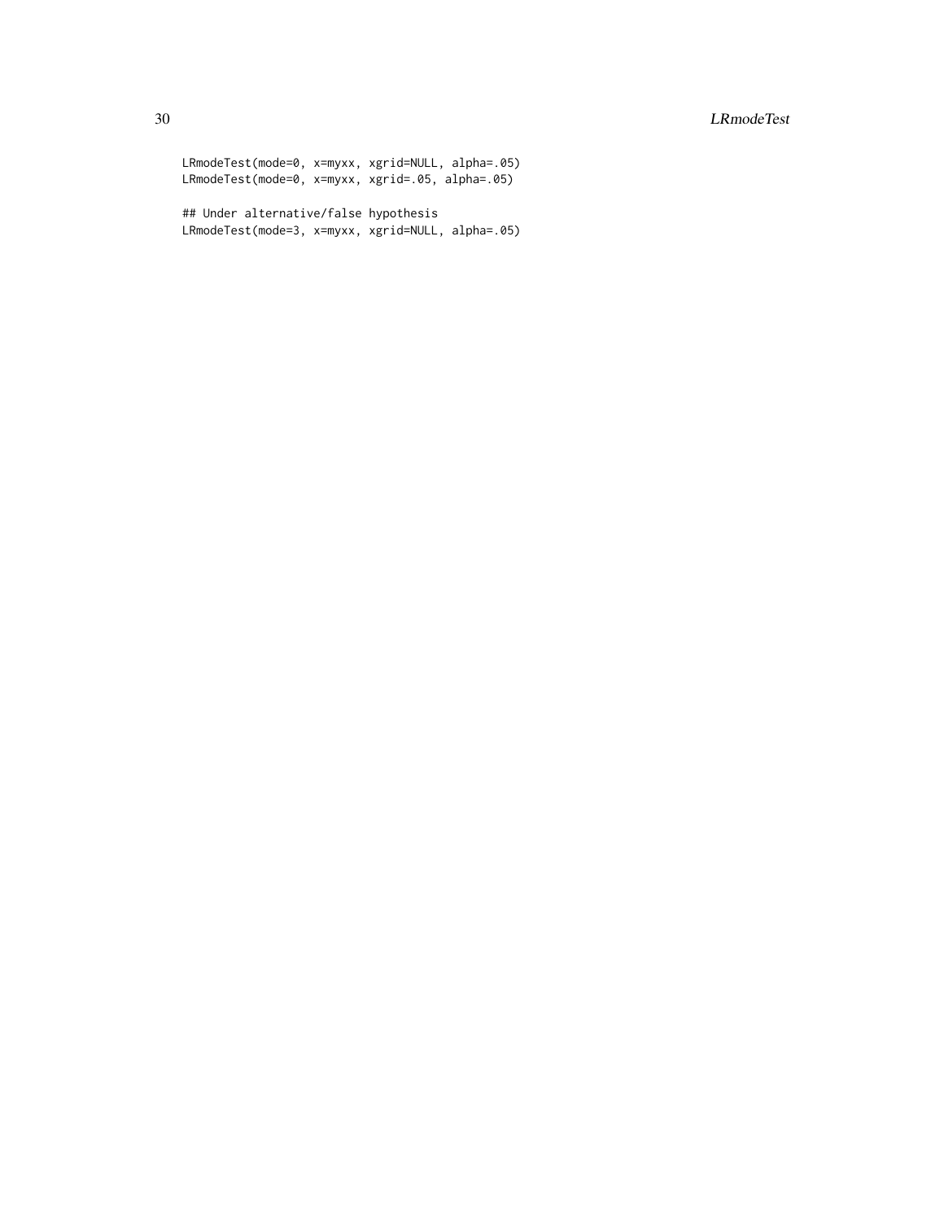```
LRmodeTest(mode=0, x=myxx, xgrid=NULL, alpha=.05)
LRmodeTest(mode=0, x=myxx, xgrid=.05, alpha=.05)

## Under alternative/false hypothesis
LRmodeTest(mode=3, x=myxx, xgrid=NULL, alpha=.05)
```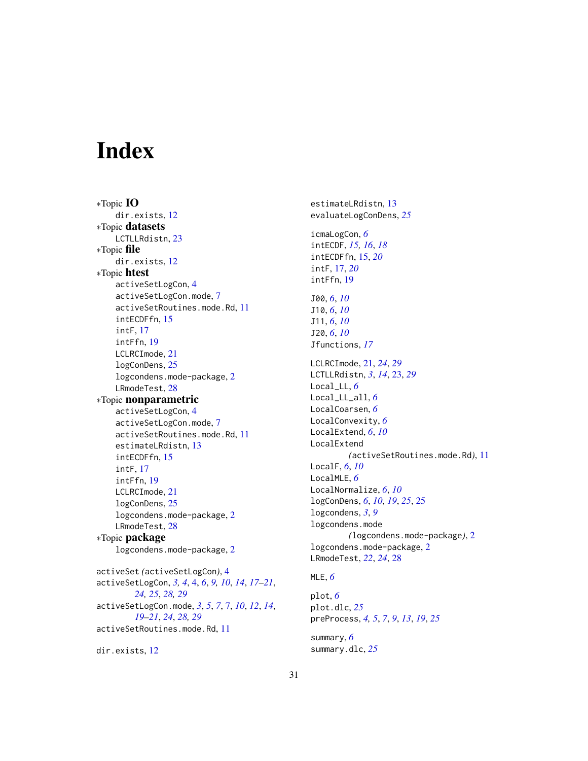# Index

*Topic **IO**
  dir.exists, 12
*Topic **datasets**
  LCTLLRdistn, 23
*Topic **file**
  dir.exists, 12
*Topic **htest**
  activeSetLogCon, 4
  activeSetLogCon.mode, 7
  activeSetRoutines.mode.Rd, 11
  intECDFfn, 15
  intF, 17
  intFfn, 19
  LCLRCImode, 21
  logConDens, 25
  logcondens.mode-package, 2
  LRmodeTest, 28
*Topic **nonparametric**
  activeSetLogCon, 4
  activeSetLogCon.mode, 7
  activeSetRoutines.mode.Rd, 11
  estimateLRdistn, 13
  intECDFfn, 15
  intF, 17
  intFfn, 19
  LCLRCImode, 21
  logConDens, 25
  logcondens.mode-package, 2
  LRmodeTest, 28
*Topic **package**
  logcondens.mode-package, 2

activeSet *(*activeSetLogCon*)*, 4
activeSetLogCon, *3, 4*, 4, *6, 9, 10, 14, 17–21, 24, 25, 28, 29*
activeSetLogCon.mode, *3, 5, 7*, 7, *10, 12, 14, 19–21, 24, 28, 29*
activeSetRoutines.mode.Rd, 11

dir.exists, 12

estimateLRdistn, 13
evaluateLogConDens, *25*

icmaLogCon, *6*
intECDF, *15, 16, 18*
intECDFfn, 15, *20*
intF, 17, *20*
intFfn, 19

J00, *6, 10*
J10, *6, 10*
J11, *6, 10*
J20, *6, 10*
Jfunctions, *17*

LCLRCImode, 21, *24, 29*
LCTLLRdistn, *3, 14*, 23, *29*
Local_LL, *6*
Local_LL_all, *6*
LocalCoarsen, *6*
LocalConvexity, *6*
LocalExtend, *6, 10*
LocalExtend *(*activeSetRoutines.mode.Rd*)*, 11
LocalF, *6, 10*
LocalMLE, *6*
LocalNormalize, *6, 10*
logConDens, *6, 10, 19, 25*, 25
logcondens, *3, 9*
logcondens.mode *(*logcondens.mode-package*)*, 2
logcondens.mode-package, 2
LRmodeTest, *22, 24*, 28

MLE, *6*

plot, *6*
plot.dlc, *25*
preProcess, *4, 5, 7, 9, 13, 19, 25*

summary, *6*
summary.dlc, *25*